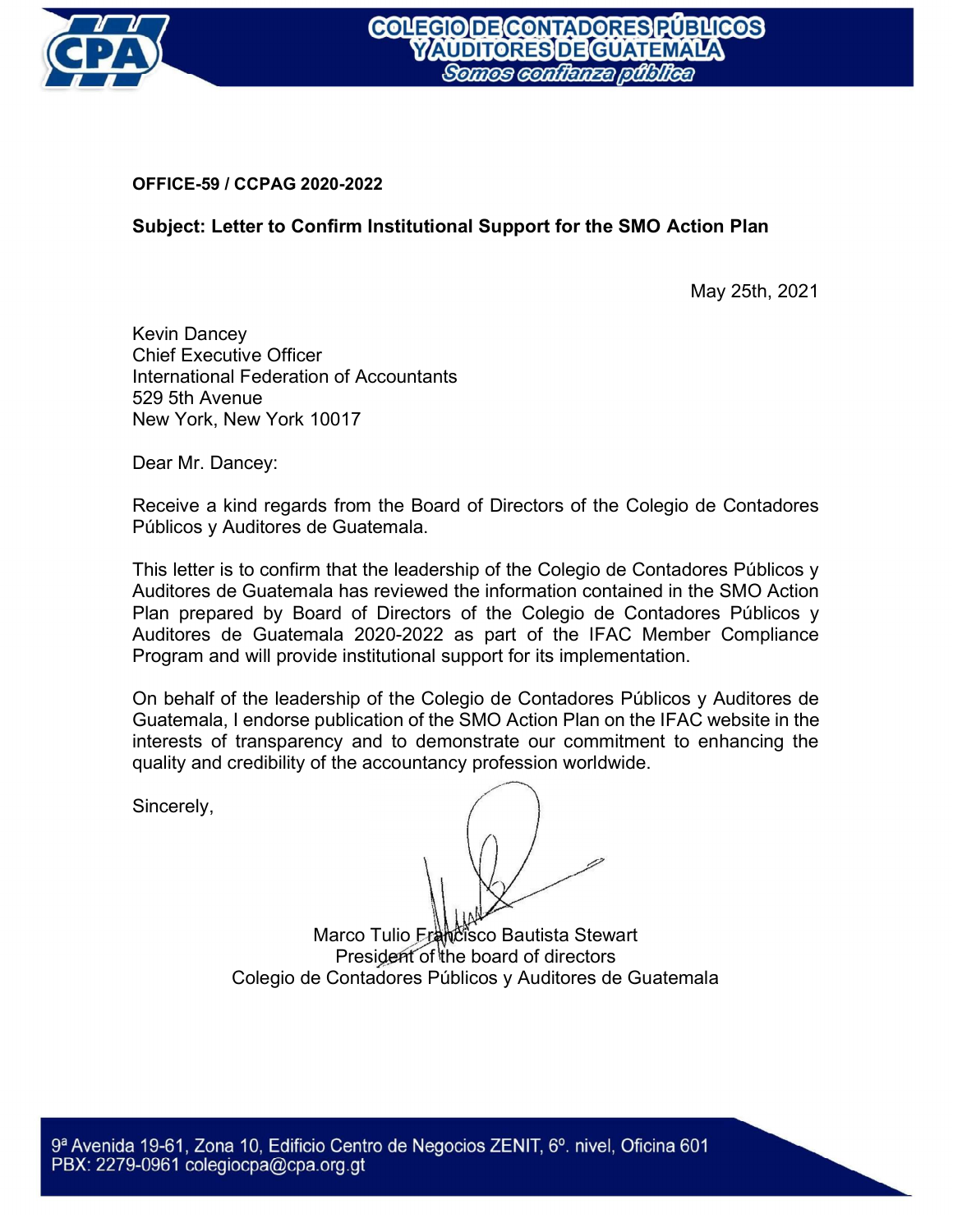**OFFICE-59 / CCPAG 2020-2022**

**Subject: Letter to Confirm Institutional Support for the SMO Action Plan**

May 25th, 2021

Kevin Dancey
Chief Executive Officer
International Federation of Accountants
529 5th Avenue
New York, New York 10017

Dear Mr. Dancey:

Receive a kind regards from the Board of Directors of the Colegio de Contadores Públicos y Auditores de Guatemala.

This letter is to confirm that the leadership of the Colegio de Contadores Públicos y Auditores de Guatemala has reviewed the information contained in the SMO Action Plan prepared by Board of Directors of the Colegio de Contadores Públicos y Auditores de Guatemala 2020-2022 as part of the IFAC Member Compliance Program and will provide institutional support for its implementation.

On behalf of the leadership of the Colegio de Contadores Públicos y Auditores de Guatemala, I endorse publication of the SMO Action Plan on the IFAC website in the interests of transparency and to demonstrate our commitment to enhancing the quality and credibility of the accountancy profession worldwide.

Sincerely,

Marco Tulio Francisco Bautista Stewart
President of the board of directors
Colegio de Contadores Públicos y Auditores de Guatemala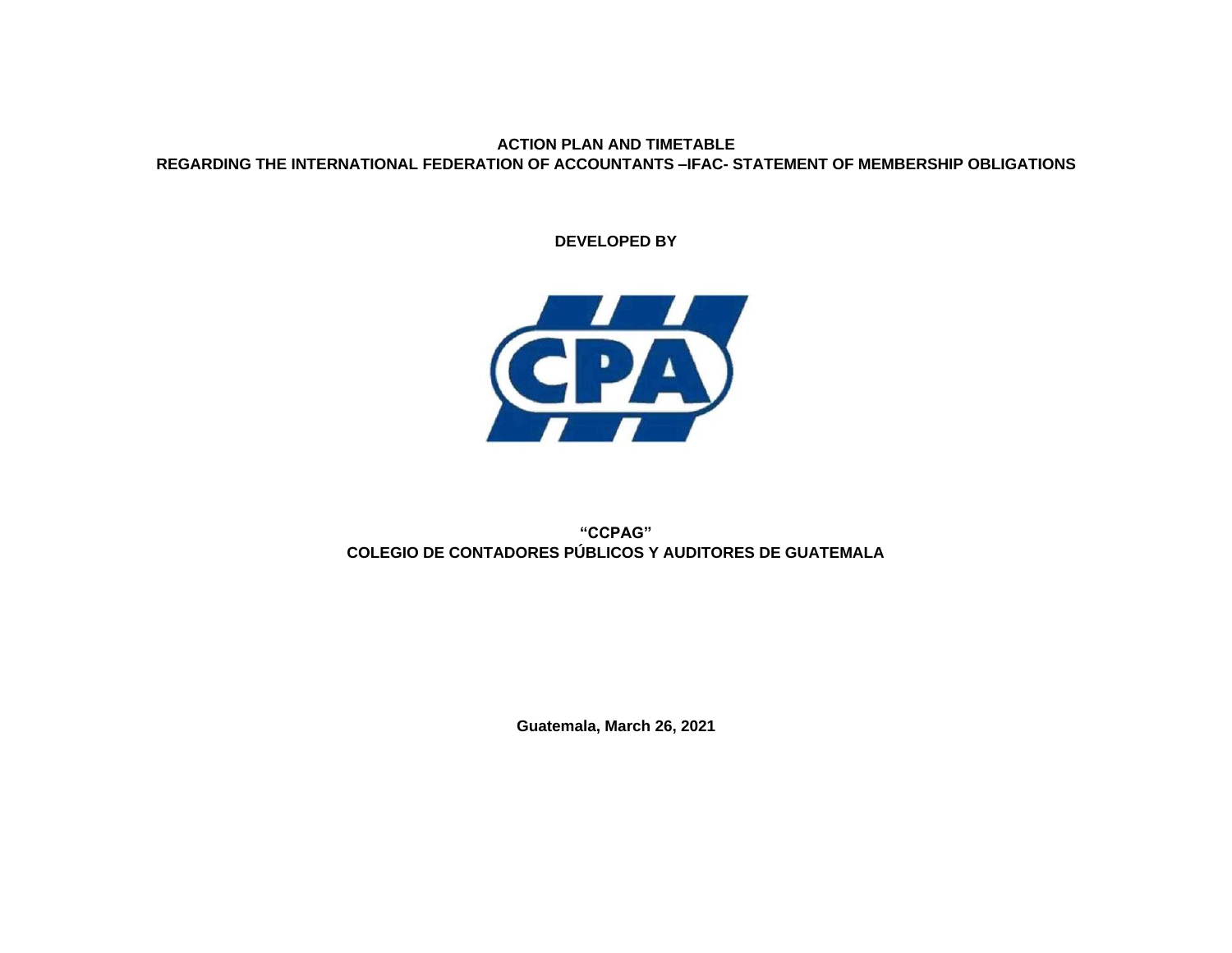**ACTION PLAN AND TIMETABLE**
**REGARDING THE INTERNATIONAL FEDERATION OF ACCOUNTANTS –IFAC- STATEMENT OF MEMBERSHIP OBLIGATIONS**

**DEVELOPED BY**

**“CCPAG”**
**COLEGIO DE CONTADORES PÚBLICOS Y AUDITORES DE GUATEMALA**

**Guatemala, March 26, 2021**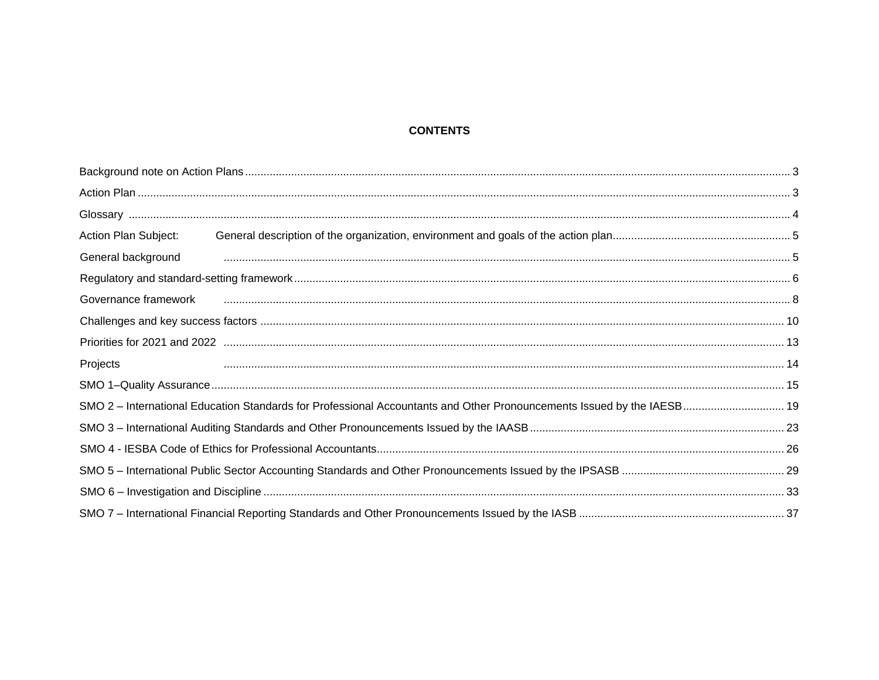**CONTENTS**

Background note on Action Plans ... 3

Action Plan ... 3

Glossary ... 4

Action Plan Subject: General description of the organization, environment and goals of the action plan ... 5

General background ... 5

Regulatory and standard-setting framework ... 6

Governance framework ... 8

Challenges and key success factors ... 10

Priorities for 2021 and 2022 ... 13

Projects ... 14

SMO 1–Quality Assurance ... 15

SMO 2 – International Education Standards for Professional Accountants and Other Pronouncements Issued by the IAESB ... 19

SMO 3 – International Auditing Standards and Other Pronouncements Issued by the IAASB ... 23

SMO 4 - IESBA Code of Ethics for Professional Accountants ... 26

SMO 5 – International Public Sector Accounting Standards and Other Pronouncements Issued by the IPSASB ... 29

SMO 6 – Investigation and Discipline ... 33

SMO 7 – International Financial Reporting Standards and Other Pronouncements Issued by the IASB ... 37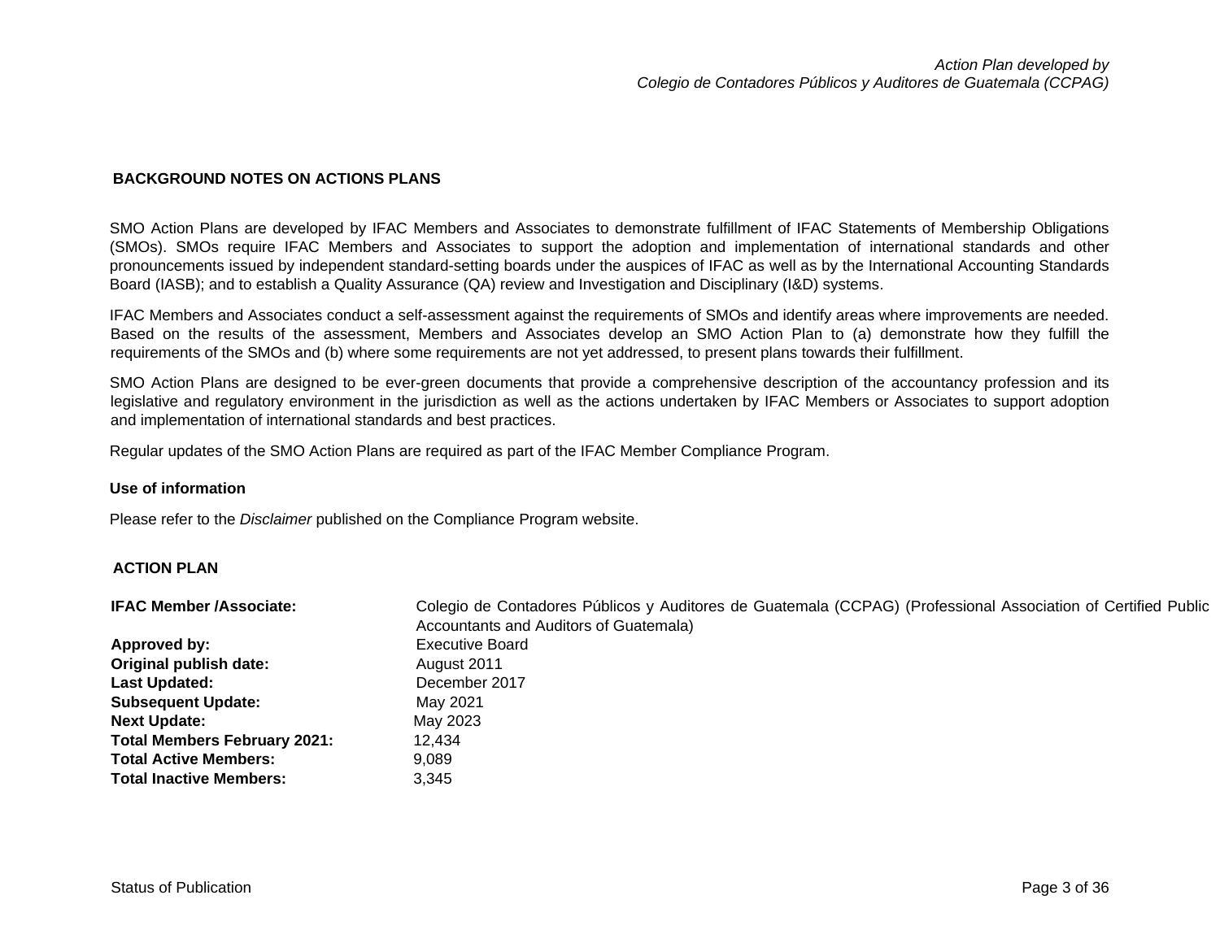### BACKGROUND NOTES ON ACTIONS PLANS

SMO Action Plans are developed by IFAC Members and Associates to demonstrate fulfillment of IFAC Statements of Membership Obligations (SMOs). SMOs require IFAC Members and Associates to support the adoption and implementation of international standards and other pronouncements issued by independent standard-setting boards under the auspices of IFAC as well as by the International Accounting Standards Board (IASB); and to establish a Quality Assurance (QA) review and Investigation and Disciplinary (I&D) systems.

IFAC Members and Associates conduct a self-assessment against the requirements of SMOs and identify areas where improvements are needed. Based on the results of the assessment, Members and Associates develop an SMO Action Plan to (a) demonstrate how they fulfill the requirements of the SMOs and (b) where some requirements are not yet addressed, to present plans towards their fulfillment.

SMO Action Plans are designed to be ever-green documents that provide a comprehensive description of the accountancy profession and its legislative and regulatory environment in the jurisdiction as well as the actions undertaken by IFAC Members or Associates to support adoption and implementation of international standards and best practices.

Regular updates of the SMO Action Plans are required as part of the IFAC Member Compliance Program.

#### Use of information

Please refer to the *Disclaimer* published on the Compliance Program website.

### ACTION PLAN

| | |
|---|---|
| **IFAC Member /Associate:** | Colegio de Contadores Públicos y Auditores de Guatemala (CCPAG) (Professional Association of Certified Public Accountants and Auditors of Guatemala) |
| **Approved by:** | Executive Board |
| **Original publish date:** | August 2011 |
| **Last Updated:** | December 2017 |
| **Subsequent Update:** | May 2021 |
| **Next Update:** | May 2023 |
| **Total Members February 2021:** | 12,434 |
| **Total Active Members:** | 9,089 |
| **Total Inactive Members:** | 3,345 |

Status of Publication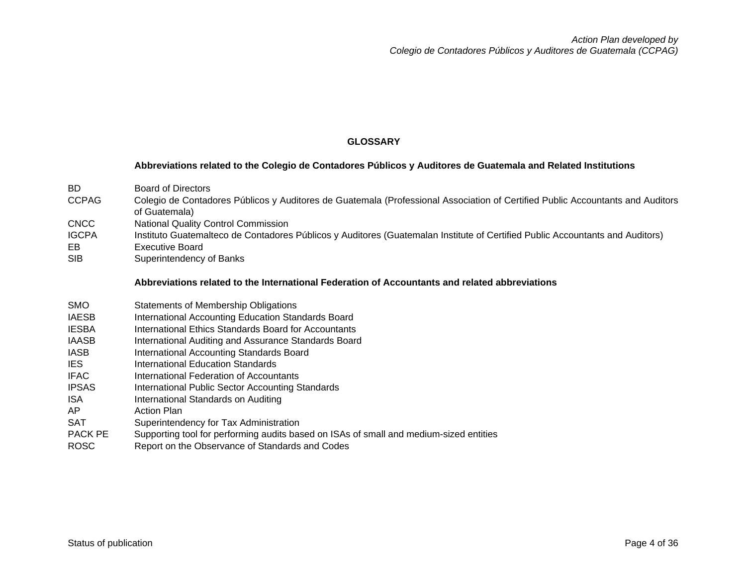## GLOSSARY

### Abbreviations related to the Colegio de Contadores Públicos y Auditores de Guatemala and Related Institutions

| | |
|---|---|
| BD | Board of Directors |
| CCPAG | Colegio de Contadores Públicos y Auditores de Guatemala (Professional Association of Certified Public Accountants and Auditors of Guatemala) |
| CNCC | National Quality Control Commission |
| IGCPA | Instituto Guatemalteco de Contadores Públicos y Auditores (Guatemalan Institute of Certified Public Accountants and Auditors) |
| EB | Executive Board |
| SIB | Superintendency of Banks |

### Abbreviations related to the International Federation of Accountants and related abbreviations

| | |
|---|---|
| SMO | Statements of Membership Obligations |
| IAESB | International Accounting Education Standards Board |
| IESBA | International Ethics Standards Board for Accountants |
| IAASB | International Auditing and Assurance Standards Board |
| IASB | International Accounting Standards Board |
| IES | International Education Standards |
| IFAC | International Federation of Accountants |
| IPSAS | International Public Sector Accounting Standards |
| ISA | International Standards on Auditing |
| AP | Action Plan |
| SAT | Superintendency for Tax Administration |
| PACK PE | Supporting tool for performing audits based on ISAs of small and medium-sized entities |
| ROSC | Report on the Observance of Standards and Codes |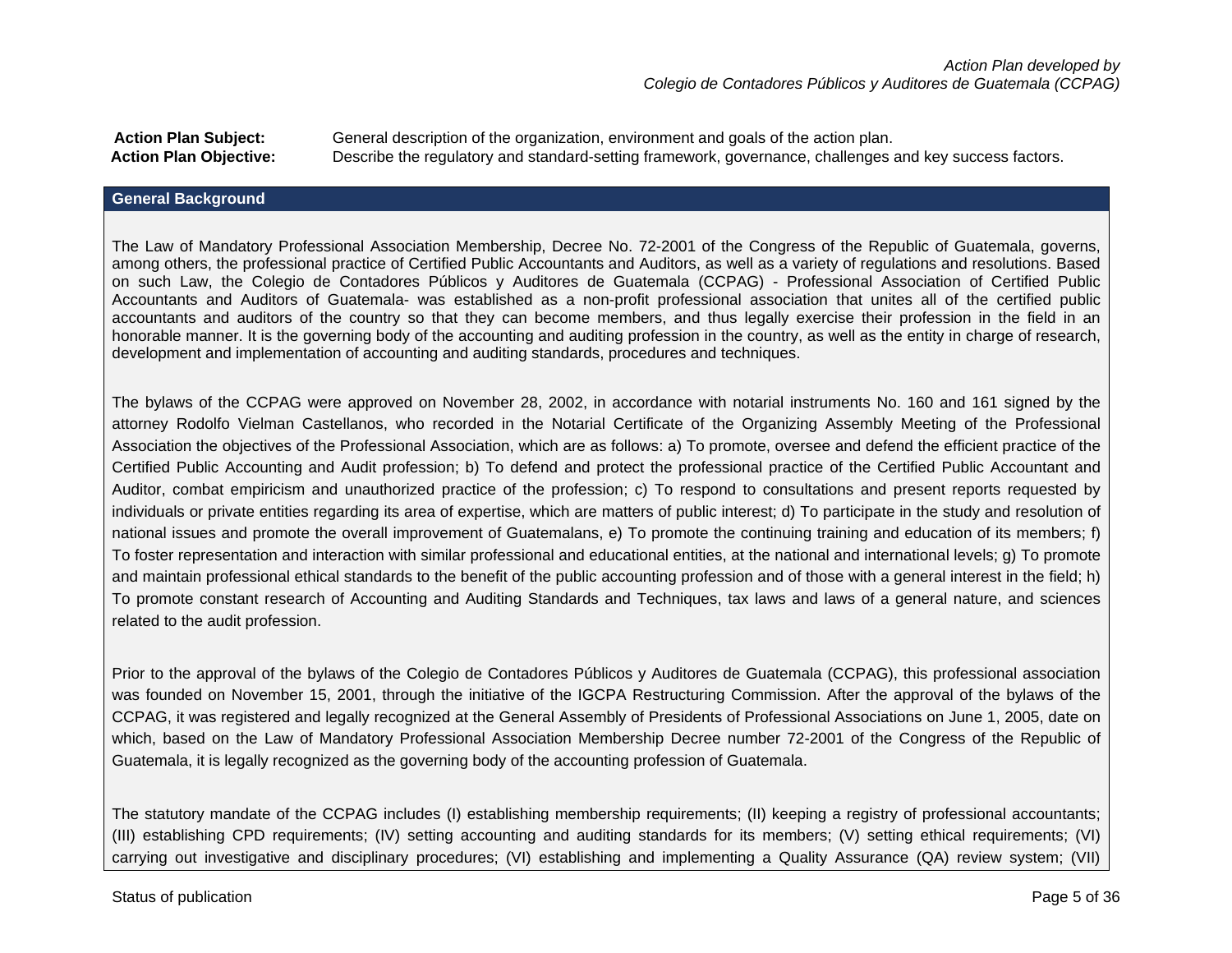**Action Plan Subject:** General description of the organization, environment and goals of the action plan.
**Action Plan Objective:** Describe the regulatory and standard-setting framework, governance, challenges and key success factors.

## General Background

The Law of Mandatory Professional Association Membership, Decree No. 72-2001 of the Congress of the Republic of Guatemala, governs, among others, the professional practice of Certified Public Accountants and Auditors, as well as a variety of regulations and resolutions. Based on such Law, the Colegio de Contadores Públicos y Auditores de Guatemala (CCPAG) - Professional Association of Certified Public Accountants and Auditors of Guatemala- was established as a non-profit professional association that unites all of the certified public accountants and auditors of the country so that they can become members, and thus legally exercise their profession in the field in an honorable manner. It is the governing body of the accounting and auditing profession in the country, as well as the entity in charge of research, development and implementation of accounting and auditing standards, procedures and techniques.

The bylaws of the CCPAG were approved on November 28, 2002, in accordance with notarial instruments No. 160 and 161 signed by the attorney Rodolfo Vielman Castellanos, who recorded in the Notarial Certificate of the Organizing Assembly Meeting of the Professional Association the objectives of the Professional Association, which are as follows: a) To promote, oversee and defend the efficient practice of the Certified Public Accounting and Audit profession; b) To defend and protect the professional practice of the Certified Public Accountant and Auditor, combat empiricism and unauthorized practice of the profession; c) To respond to consultations and present reports requested by individuals or private entities regarding its area of expertise, which are matters of public interest; d) To participate in the study and resolution of national issues and promote the overall improvement of Guatemalans, e) To promote the continuing training and education of its members; f) To foster representation and interaction with similar professional and educational entities, at the national and international levels; g) To promote and maintain professional ethical standards to the benefit of the public accounting profession and of those with a general interest in the field; h) To promote constant research of Accounting and Auditing Standards and Techniques, tax laws and laws of a general nature, and sciences related to the audit profession.

Prior to the approval of the bylaws of the Colegio de Contadores Públicos y Auditores de Guatemala (CCPAG), this professional association was founded on November 15, 2001, through the initiative of the IGCPA Restructuring Commission. After the approval of the bylaws of the CCPAG, it was registered and legally recognized at the General Assembly of Presidents of Professional Associations on June 1, 2005, date on which, based on the Law of Mandatory Professional Association Membership Decree number 72-2001 of the Congress of the Republic of Guatemala, it is legally recognized as the governing body of the accounting profession of Guatemala.

The statutory mandate of the CCPAG includes (I) establishing membership requirements; (II) keeping a registry of professional accountants; (III) establishing CPD requirements; (IV) setting accounting and auditing standards for its members; (V) setting ethical requirements; (VI) carrying out investigative and disciplinary procedures; (VI) establishing and implementing a Quality Assurance (QA) review system; (VII)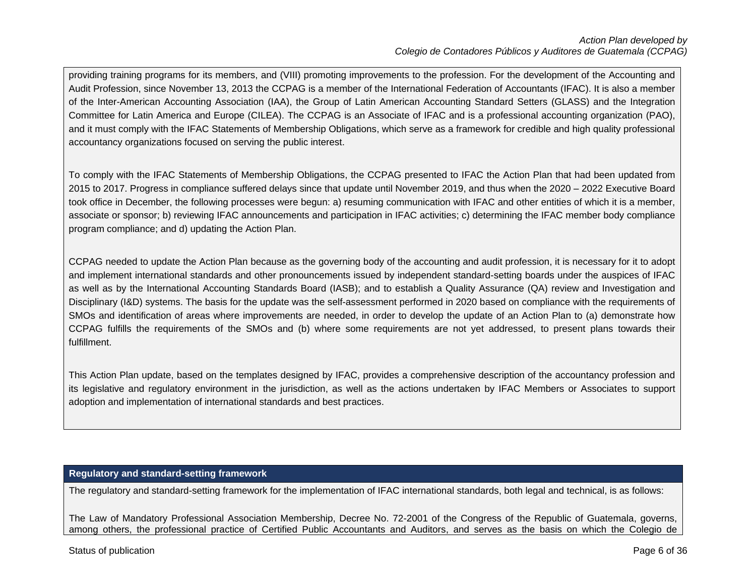providing training programs for its members, and (VIII) promoting improvements to the profession. For the development of the Accounting and Audit Profession, since November 13, 2013 the CCPAG is a member of the International Federation of Accountants (IFAC). It is also a member of the Inter-American Accounting Association (IAA), the Group of Latin American Accounting Standard Setters (GLASS) and the Integration Committee for Latin America and Europe (CILEA). The CCPAG is an Associate of IFAC and is a professional accounting organization (PAO), and it must comply with the IFAC Statements of Membership Obligations, which serve as a framework for credible and high quality professional accountancy organizations focused on serving the public interest.

To comply with the IFAC Statements of Membership Obligations, the CCPAG presented to IFAC the Action Plan that had been updated from 2015 to 2017. Progress in compliance suffered delays since that update until November 2019, and thus when the 2020 – 2022 Executive Board took office in December, the following processes were begun: a) resuming communication with IFAC and other entities of which it is a member, associate or sponsor; b) reviewing IFAC announcements and participation in IFAC activities; c) determining the IFAC member body compliance program compliance; and d) updating the Action Plan.

CCPAG needed to update the Action Plan because as the governing body of the accounting and audit profession, it is necessary for it to adopt and implement international standards and other pronouncements issued by independent standard-setting boards under the auspices of IFAC as well as by the International Accounting Standards Board (IASB); and to establish a Quality Assurance (QA) review and Investigation and Disciplinary (I&D) systems. The basis for the update was the self-assessment performed in 2020 based on compliance with the requirements of SMOs and identification of areas where improvements are needed, in order to develop the update of an Action Plan to (a) demonstrate how CCPAG fulfills the requirements of the SMOs and (b) where some requirements are not yet addressed, to present plans towards their fulfillment.

This Action Plan update, based on the templates designed by IFAC, provides a comprehensive description of the accountancy profession and its legislative and regulatory environment in the jurisdiction, as well as the actions undertaken by IFAC Members or Associates to support adoption and implementation of international standards and best practices.

## Regulatory and standard-setting framework

The regulatory and standard-setting framework for the implementation of IFAC international standards, both legal and technical, is as follows:

The Law of Mandatory Professional Association Membership, Decree No. 72-2001 of the Congress of the Republic of Guatemala, governs, among others, the professional practice of Certified Public Accountants and Auditors, and serves as the basis on which the Colegio de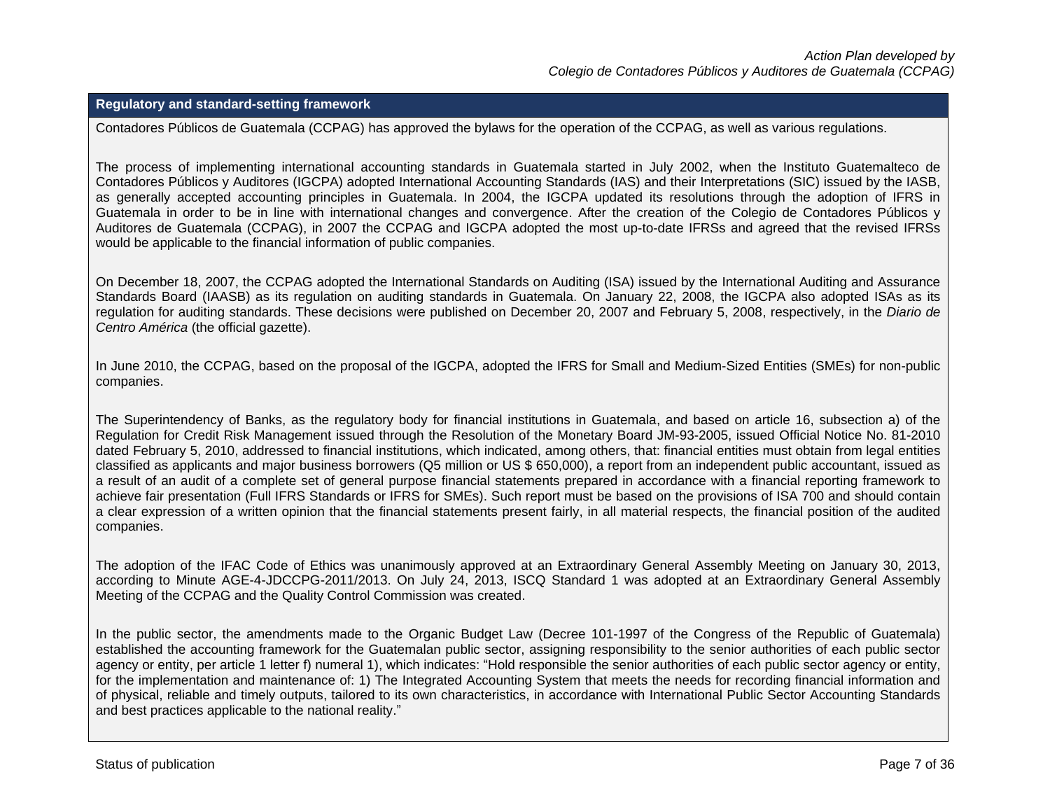## Regulatory and standard-setting framework

Contadores Públicos de Guatemala (CCPAG) has approved the bylaws for the operation of the CCPAG, as well as various regulations.

The process of implementing international accounting standards in Guatemala started in July 2002, when the Instituto Guatemalteco de Contadores Públicos y Auditores (IGCPA) adopted International Accounting Standards (IAS) and their Interpretations (SIC) issued by the IASB, as generally accepted accounting principles in Guatemala. In 2004, the IGCPA updated its resolutions through the adoption of IFRS in Guatemala in order to be in line with international changes and convergence. After the creation of the Colegio de Contadores Públicos y Auditores de Guatemala (CCPAG), in 2007 the CCPAG and IGCPA adopted the most up-to-date IFRSs and agreed that the revised IFRSs would be applicable to the financial information of public companies.

On December 18, 2007, the CCPAG adopted the International Standards on Auditing (ISA) issued by the International Auditing and Assurance Standards Board (IAASB) as its regulation on auditing standards in Guatemala. On January 22, 2008, the IGCPA also adopted ISAs as its regulation for auditing standards. These decisions were published on December 20, 2007 and February 5, 2008, respectively, in the *Diario de Centro América* (the official gazette).

In June 2010, the CCPAG, based on the proposal of the IGCPA, adopted the IFRS for Small and Medium-Sized Entities (SMEs) for non-public companies.

The Superintendency of Banks, as the regulatory body for financial institutions in Guatemala, and based on article 16, subsection a) of the Regulation for Credit Risk Management issued through the Resolution of the Monetary Board JM-93-2005, issued Official Notice No. 81-2010 dated February 5, 2010, addressed to financial institutions, which indicated, among others, that: financial entities must obtain from legal entities classified as applicants and major business borrowers (Q5 million or US $ 650,000), a report from an independent public accountant, issued as a result of an audit of a complete set of general purpose financial statements prepared in accordance with a financial reporting framework to achieve fair presentation (Full IFRS Standards or IFRS for SMEs). Such report must be based on the provisions of ISA 700 and should contain a clear expression of a written opinion that the financial statements present fairly, in all material respects, the financial position of the audited companies.

The adoption of the IFAC Code of Ethics was unanimously approved at an Extraordinary General Assembly Meeting on January 30, 2013, according to Minute AGE-4-JDCCPG-2011/2013. On July 24, 2013, ISCQ Standard 1 was adopted at an Extraordinary General Assembly Meeting of the CCPAG and the Quality Control Commission was created.

In the public sector, the amendments made to the Organic Budget Law (Decree 101-1997 of the Congress of the Republic of Guatemala) established the accounting framework for the Guatemalan public sector, assigning responsibility to the senior authorities of each public sector agency or entity, per article 1 letter f) numeral 1), which indicates: "Hold responsible the senior authorities of each public sector agency or entity, for the implementation and maintenance of: 1) The Integrated Accounting System that meets the needs for recording financial information and of physical, reliable and timely outputs, tailored to its own characteristics, in accordance with International Public Sector Accounting Standards and best practices applicable to the national reality."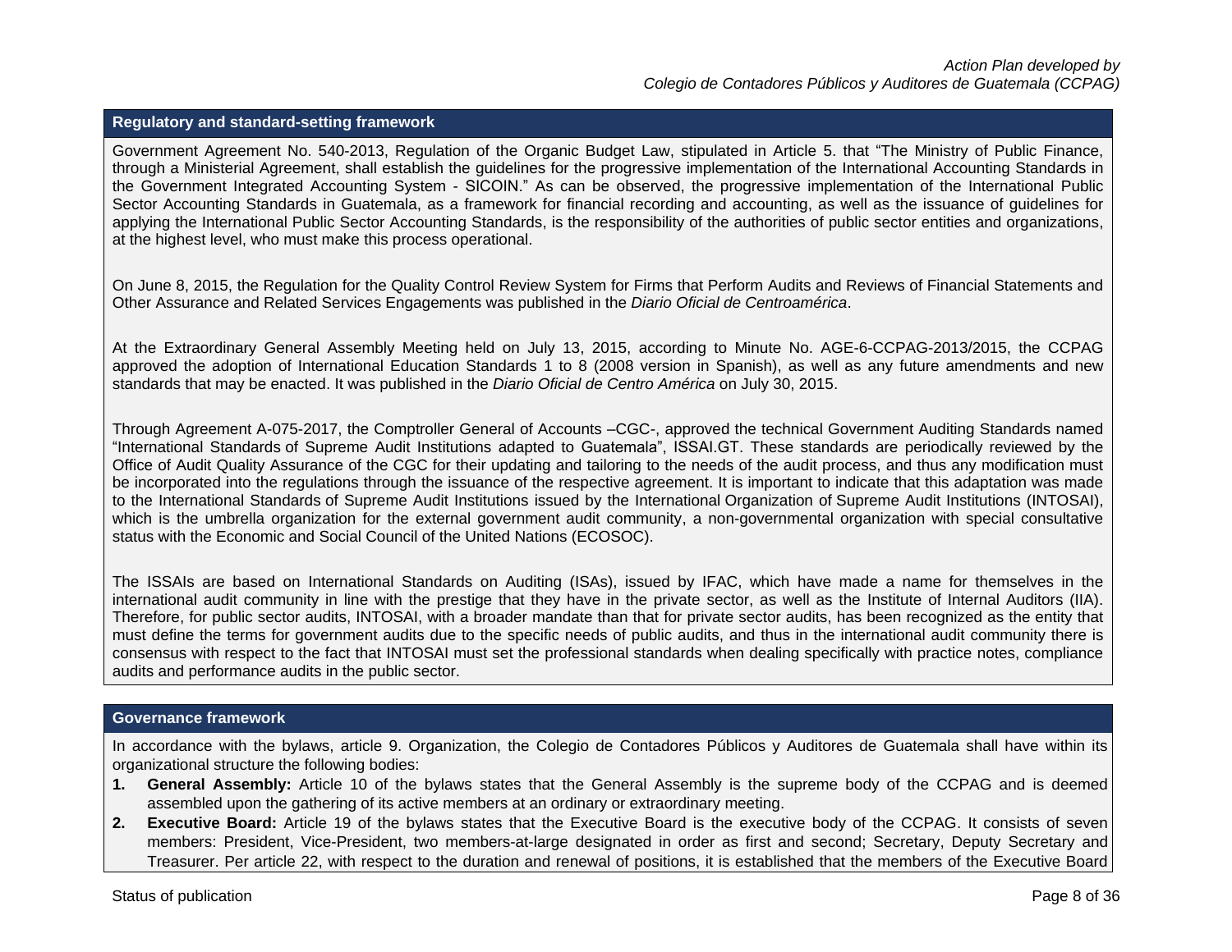## Regulatory and standard-setting framework

Government Agreement No. 540-2013, Regulation of the Organic Budget Law, stipulated in Article 5. that "The Ministry of Public Finance, through a Ministerial Agreement, shall establish the guidelines for the progressive implementation of the International Accounting Standards in the Government Integrated Accounting System - SICOIN." As can be observed, the progressive implementation of the International Public Sector Accounting Standards in Guatemala, as a framework for financial recording and accounting, as well as the issuance of guidelines for applying the International Public Sector Accounting Standards, is the responsibility of the authorities of public sector entities and organizations, at the highest level, who must make this process operational.

On June 8, 2015, the Regulation for the Quality Control Review System for Firms that Perform Audits and Reviews of Financial Statements and Other Assurance and Related Services Engagements was published in the *Diario Oficial de Centroamérica*.

At the Extraordinary General Assembly Meeting held on July 13, 2015, according to Minute No. AGE-6-CCPAG-2013/2015, the CCPAG approved the adoption of International Education Standards 1 to 8 (2008 version in Spanish), as well as any future amendments and new standards that may be enacted. It was published in the *Diario Oficial de Centro América* on July 30, 2015.

Through Agreement A-075-2017, the Comptroller General of Accounts –CGC-, approved the technical Government Auditing Standards named "International Standards of Supreme Audit Institutions adapted to Guatemala", ISSAI.GT. These standards are periodically reviewed by the Office of Audit Quality Assurance of the CGC for their updating and tailoring to the needs of the audit process, and thus any modification must be incorporated into the regulations through the issuance of the respective agreement. It is important to indicate that this adaptation was made to the International Standards of Supreme Audit Institutions issued by the International Organization of Supreme Audit Institutions (INTOSAI), which is the umbrella organization for the external government audit community, a non-governmental organization with special consultative status with the Economic and Social Council of the United Nations (ECOSOC).

The ISSAIs are based on International Standards on Auditing (ISAs), issued by IFAC, which have made a name for themselves in the international audit community in line with the prestige that they have in the private sector, as well as the Institute of Internal Auditors (IIA). Therefore, for public sector audits, INTOSAI, with a broader mandate than that for private sector audits, has been recognized as the entity that must define the terms for government audits due to the specific needs of public audits, and thus in the international audit community there is consensus with respect to the fact that INTOSAI must set the professional standards when dealing specifically with practice notes, compliance audits and performance audits in the public sector.

## Governance framework

In accordance with the bylaws, article 9. Organization, the Colegio de Contadores Públicos y Auditores de Guatemala shall have within its organizational structure the following bodies:

1. **General Assembly:** Article 10 of the bylaws states that the General Assembly is the supreme body of the CCPAG and is deemed assembled upon the gathering of its active members at an ordinary or extraordinary meeting.
2. **Executive Board:** Article 19 of the bylaws states that the Executive Board is the executive body of the CCPAG. It consists of seven members: President, Vice-President, two members-at-large designated in order as first and second; Secretary, Deputy Secretary and Treasurer. Per article 22, with respect to the duration and renewal of positions, it is established that the members of the Executive Board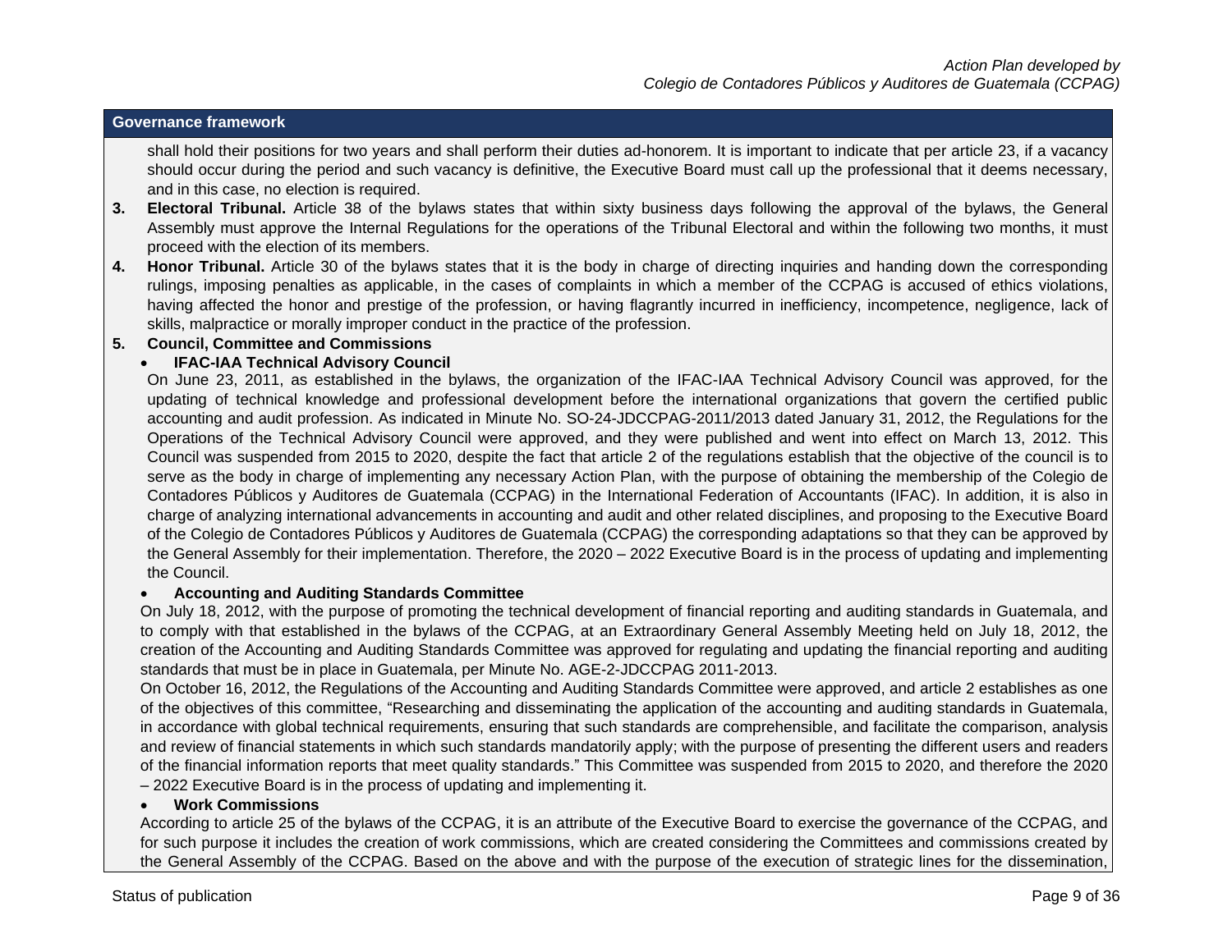## Governance framework

shall hold their positions for two years and shall perform their duties ad-honorem. It is important to indicate that per article 23, if a vacancy should occur during the period and such vacancy is definitive, the Executive Board must call up the professional that it deems necessary, and in this case, no election is required.

3. **Electoral Tribunal.** Article 38 of the bylaws states that within sixty business days following the approval of the bylaws, the General Assembly must approve the Internal Regulations for the operations of the Tribunal Electoral and within the following two months, it must proceed with the election of its members.
4. **Honor Tribunal.** Article 30 of the bylaws states that it is the body in charge of directing inquiries and handing down the corresponding rulings, imposing penalties as applicable, in the cases of complaints in which a member of the CCPAG is accused of ethics violations, having affected the honor and prestige of the profession, or having flagrantly incurred in inefficiency, incompetence, negligence, lack of skills, malpractice or morally improper conduct in the practice of the profession.
5. **Council, Committee and Commissions**

   - **IFAC-IAA Technical Advisory Council**

   On June 23, 2011, as established in the bylaws, the organization of the IFAC-IAA Technical Advisory Council was approved, for the updating of technical knowledge and professional development before the international organizations that govern the certified public accounting and audit profession. As indicated in Minute No. SO-24-JDCCPAG-2011/2013 dated January 31, 2012, the Regulations for the Operations of the Technical Advisory Council were approved, and they were published and went into effect on March 13, 2012. This Council was suspended from 2015 to 2020, despite the fact that article 2 of the regulations establish that the objective of the council is to serve as the body in charge of implementing any necessary Action Plan, with the purpose of obtaining the membership of the Colegio de Contadores Públicos y Auditores de Guatemala (CCPAG) in the International Federation of Accountants (IFAC). In addition, it is also in charge of analyzing international advancements in accounting and audit and other related disciplines, and proposing to the Executive Board of the Colegio de Contadores Públicos y Auditores de Guatemala (CCPAG) the corresponding adaptations so that they can be approved by the General Assembly for their implementation. Therefore, the 2020 – 2022 Executive Board is in the process of updating and implementing the Council.

   - **Accounting and Auditing Standards Committee**

   On July 18, 2012, with the purpose of promoting the technical development of financial reporting and auditing standards in Guatemala, and to comply with that established in the bylaws of the CCPAG, at an Extraordinary General Assembly Meeting held on July 18, 2012, the creation of the Accounting and Auditing Standards Committee was approved for regulating and updating the financial reporting and auditing standards that must be in place in Guatemala, per Minute No. AGE-2-JDCCPAG 2011-2013.

   On October 16, 2012, the Regulations of the Accounting and Auditing Standards Committee were approved, and article 2 establishes as one of the objectives of this committee, "Researching and disseminating the application of the accounting and auditing standards in Guatemala, in accordance with global technical requirements, ensuring that such standards are comprehensible, and facilitate the comparison, analysis and review of financial statements in which such standards mandatorily apply; with the purpose of presenting the different users and readers of the financial information reports that meet quality standards." This Committee was suspended from 2015 to 2020, and therefore the 2020 – 2022 Executive Board is in the process of updating and implementing it.

   - **Work Commissions**

   According to article 25 of the bylaws of the CCPAG, it is an attribute of the Executive Board to exercise the governance of the CCPAG, and for such purpose it includes the creation of work commissions, which are created considering the Committees and commissions created by the General Assembly of the CCPAG. Based on the above and with the purpose of the execution of strategic lines for the dissemination,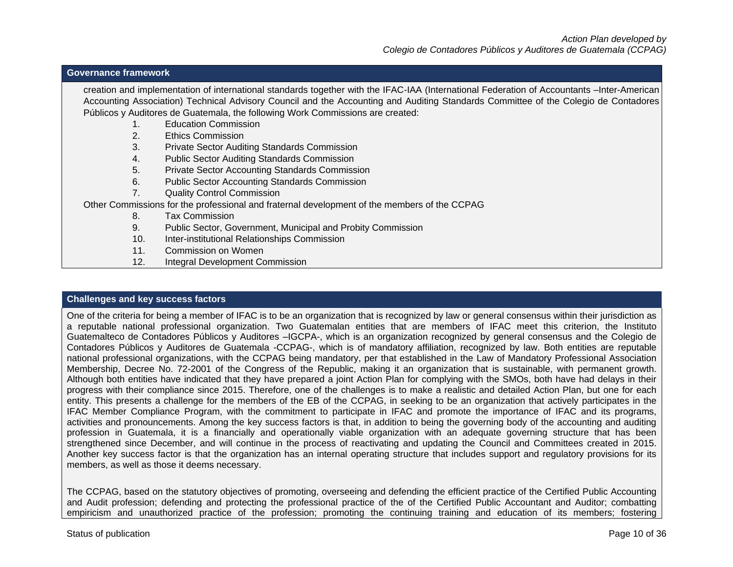## Governance framework

creation and implementation of international standards together with the IFAC-IAA (International Federation of Accountants –Inter-American Accounting Association) Technical Advisory Council and the Accounting and Auditing Standards Committee of the Colegio de Contadores Públicos y Auditores de Guatemala, the following Work Commissions are created:

1. Education Commission
2. Ethics Commission
3. Private Sector Auditing Standards Commission
4. Public Sector Auditing Standards Commission
5. Private Sector Accounting Standards Commission
6. Public Sector Accounting Standards Commission
7. Quality Control Commission

Other Commissions for the professional and fraternal development of the members of the CCPAG

8. Tax Commission
9. Public Sector, Government, Municipal and Probity Commission
10. Inter-institutional Relationships Commission
11. Commission on Women
12. Integral Development Commission

## Challenges and key success factors

One of the criteria for being a member of IFAC is to be an organization that is recognized by law or general consensus within their jurisdiction as a reputable national professional organization. Two Guatemalan entities that are members of IFAC meet this criterion, the Instituto Guatemalteco de Contadores Públicos y Auditores –IGCPA-, which is an organization recognized by general consensus and the Colegio de Contadores Públicos y Auditores de Guatemala -CCPAG-, which is of mandatory affiliation, recognized by law. Both entities are reputable national professional organizations, with the CCPAG being mandatory, per that established in the Law of Mandatory Professional Association Membership, Decree No. 72-2001 of the Congress of the Republic, making it an organization that is sustainable, with permanent growth. Although both entities have indicated that they have prepared a joint Action Plan for complying with the SMOs, both have had delays in their progress with their compliance since 2015. Therefore, one of the challenges is to make a realistic and detailed Action Plan, but one for each entity. This presents a challenge for the members of the EB of the CCPAG, in seeking to be an organization that actively participates in the IFAC Member Compliance Program, with the commitment to participate in IFAC and promote the importance of IFAC and its programs, activities and pronouncements. Among the key success factors is that, in addition to being the governing body of the accounting and auditing profession in Guatemala, it is a financially and operationally viable organization with an adequate governing structure that has been strengthened since December, and will continue in the process of reactivating and updating the Council and Committees created in 2015. Another key success factor is that the organization has an internal operating structure that includes support and regulatory provisions for its members, as well as those it deems necessary.

The CCPAG, based on the statutory objectives of promoting, overseeing and defending the efficient practice of the Certified Public Accounting and Audit profession; defending and protecting the professional practice of the of the Certified Public Accountant and Auditor; combatting empiricism and unauthorized practice of the profession; promoting the continuing training and education of its members; fostering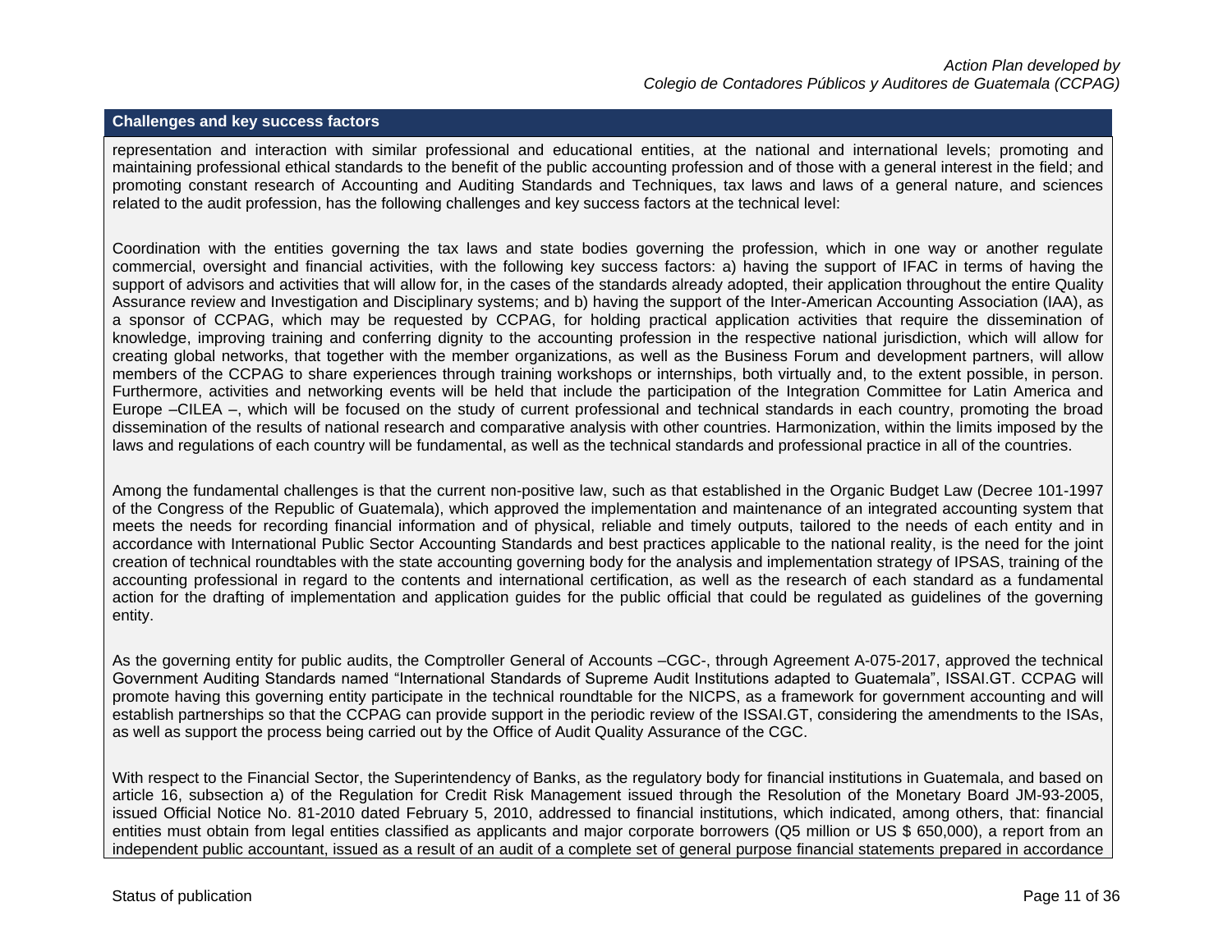## Challenges and key success factors

representation and interaction with similar professional and educational entities, at the national and international levels; promoting and maintaining professional ethical standards to the benefit of the public accounting profession and of those with a general interest in the field; and promoting constant research of Accounting and Auditing Standards and Techniques, tax laws and laws of a general nature, and sciences related to the audit profession, has the following challenges and key success factors at the technical level:

Coordination with the entities governing the tax laws and state bodies governing the profession, which in one way or another regulate commercial, oversight and financial activities, with the following key success factors: a) having the support of IFAC in terms of having the support of advisors and activities that will allow for, in the cases of the standards already adopted, their application throughout the entire Quality Assurance review and Investigation and Disciplinary systems; and b) having the support of the Inter-American Accounting Association (IAA), as a sponsor of CCPAG, which may be requested by CCPAG, for holding practical application activities that require the dissemination of knowledge, improving training and conferring dignity to the accounting profession in the respective national jurisdiction, which will allow for creating global networks, that together with the member organizations, as well as the Business Forum and development partners, will allow members of the CCPAG to share experiences through training workshops or internships, both virtually and, to the extent possible, in person. Furthermore, activities and networking events will be held that include the participation of the Integration Committee for Latin America and Europe –CILEA –, which will be focused on the study of current professional and technical standards in each country, promoting the broad dissemination of the results of national research and comparative analysis with other countries. Harmonization, within the limits imposed by the laws and regulations of each country will be fundamental, as well as the technical standards and professional practice in all of the countries.

Among the fundamental challenges is that the current non-positive law, such as that established in the Organic Budget Law (Decree 101-1997 of the Congress of the Republic of Guatemala), which approved the implementation and maintenance of an integrated accounting system that meets the needs for recording financial information and of physical, reliable and timely outputs, tailored to the needs of each entity and in accordance with International Public Sector Accounting Standards and best practices applicable to the national reality, is the need for the joint creation of technical roundtables with the state accounting governing body for the analysis and implementation strategy of IPSAS, training of the accounting professional in regard to the contents and international certification, as well as the research of each standard as a fundamental action for the drafting of implementation and application guides for the public official that could be regulated as guidelines of the governing entity.

As the governing entity for public audits, the Comptroller General of Accounts –CGC-, through Agreement A-075-2017, approved the technical Government Auditing Standards named "International Standards of Supreme Audit Institutions adapted to Guatemala", ISSAI.GT. CCPAG will promote having this governing entity participate in the technical roundtable for the NICPS, as a framework for government accounting and will establish partnerships so that the CCPAG can provide support in the periodic review of the ISSAI.GT, considering the amendments to the ISAs, as well as support the process being carried out by the Office of Audit Quality Assurance of the CGC.

With respect to the Financial Sector, the Superintendency of Banks, as the regulatory body for financial institutions in Guatemala, and based on article 16, subsection a) of the Regulation for Credit Risk Management issued through the Resolution of the Monetary Board JM-93-2005, issued Official Notice No. 81-2010 dated February 5, 2010, addressed to financial institutions, which indicated, among others, that: financial entities must obtain from legal entities classified as applicants and major corporate borrowers (Q5 million or US $ 650,000), a report from an independent public accountant, issued as a result of an audit of a complete set of general purpose financial statements prepared in accordance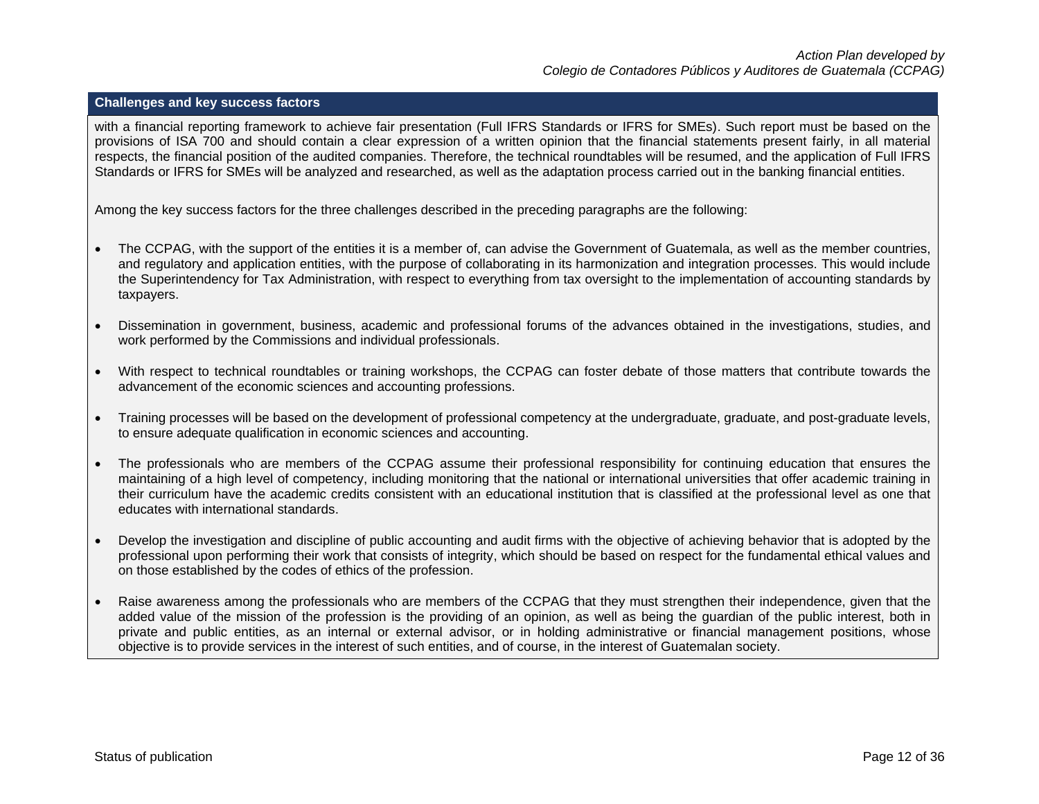**Challenges and key success factors**

with a financial reporting framework to achieve fair presentation (Full IFRS Standards or IFRS for SMEs). Such report must be based on the provisions of ISA 700 and should contain a clear expression of a written opinion that the financial statements present fairly, in all material respects, the financial position of the audited companies. Therefore, the technical roundtables will be resumed, and the application of Full IFRS Standards or IFRS for SMEs will be analyzed and researched, as well as the adaptation process carried out in the banking financial entities.

Among the key success factors for the three challenges described in the preceding paragraphs are the following:

- The CCPAG, with the support of the entities it is a member of, can advise the Government of Guatemala, as well as the member countries, and regulatory and application entities, with the purpose of collaborating in its harmonization and integration processes. This would include the Superintendency for Tax Administration, with respect to everything from tax oversight to the implementation of accounting standards by taxpayers.

- Dissemination in government, business, academic and professional forums of the advances obtained in the investigations, studies, and work performed by the Commissions and individual professionals.

- With respect to technical roundtables or training workshops, the CCPAG can foster debate of those matters that contribute towards the advancement of the economic sciences and accounting professions.

- Training processes will be based on the development of professional competency at the undergraduate, graduate, and post-graduate levels, to ensure adequate qualification in economic sciences and accounting.

- The professionals who are members of the CCPAG assume their professional responsibility for continuing education that ensures the maintaining of a high level of competency, including monitoring that the national or international universities that offer academic training in their curriculum have the academic credits consistent with an educational institution that is classified at the professional level as one that educates with international standards.

- Develop the investigation and discipline of public accounting and audit firms with the objective of achieving behavior that is adopted by the professional upon performing their work that consists of integrity, which should be based on respect for the fundamental ethical values and on those established by the codes of ethics of the profession.

- Raise awareness among the professionals who are members of the CCPAG that they must strengthen their independence, given that the added value of the mission of the profession is the providing of an opinion, as well as being the guardian of the public interest, both in private and public entities, as an internal or external advisor, or in holding administrative or financial management positions, whose objective is to provide services in the interest of such entities, and of course, in the interest of Guatemalan society.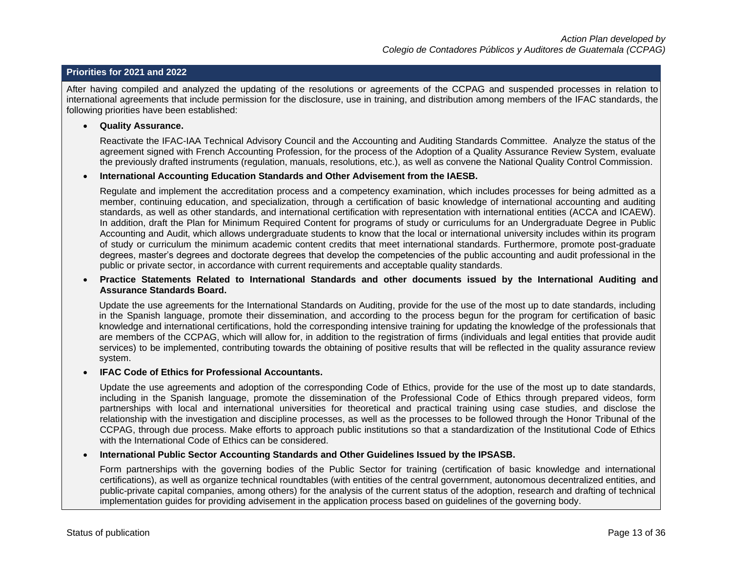## Priorities for 2021 and 2022

After having compiled and analyzed the updating of the resolutions or agreements of the CCPAG and suspended processes in relation to international agreements that include permission for the disclosure, use in training, and distribution among members of the IFAC standards, the following priorities have been established:

- **Quality Assurance.**

  Reactivate the IFAC-IAA Technical Advisory Council and the Accounting and Auditing Standards Committee. Analyze the status of the agreement signed with French Accounting Profession, for the process of the Adoption of a Quality Assurance Review System, evaluate the previously drafted instruments (regulation, manuals, resolutions, etc.), as well as convene the National Quality Control Commission.

- **International Accounting Education Standards and Other Advisement from the IAESB.**

  Regulate and implement the accreditation process and a competency examination, which includes processes for being admitted as a member, continuing education, and specialization, through a certification of basic knowledge of international accounting and auditing standards, as well as other standards, and international certification with representation with international entities (ACCA and ICAEW). In addition, draft the Plan for Minimum Required Content for programs of study or curriculums for an Undergraduate Degree in Public Accounting and Audit, which allows undergraduate students to know that the local or international university includes within its program of study or curriculum the minimum academic content credits that meet international standards. Furthermore, promote post-graduate degrees, master's degrees and doctorate degrees that develop the competencies of the public accounting and audit professional in the public or private sector, in accordance with current requirements and acceptable quality standards.

- **Practice Statements Related to International Standards and other documents issued by the International Auditing and Assurance Standards Board.**

  Update the use agreements for the International Standards on Auditing, provide for the use of the most up to date standards, including in the Spanish language, promote their dissemination, and according to the process begun for the program for certification of basic knowledge and international certifications, hold the corresponding intensive training for updating the knowledge of the professionals that are members of the CCPAG, which will allow for, in addition to the registration of firms (individuals and legal entities that provide audit services) to be implemented, contributing towards the obtaining of positive results that will be reflected in the quality assurance review system.

- **IFAC Code of Ethics for Professional Accountants.**

  Update the use agreements and adoption of the corresponding Code of Ethics, provide for the use of the most up to date standards, including in the Spanish language, promote the dissemination of the Professional Code of Ethics through prepared videos, form partnerships with local and international universities for theoretical and practical training using case studies, and disclose the relationship with the investigation and discipline processes, as well as the processes to be followed through the Honor Tribunal of the CCPAG, through due process. Make efforts to approach public institutions so that a standardization of the Institutional Code of Ethics with the International Code of Ethics can be considered.

- **International Public Sector Accounting Standards and Other Guidelines Issued by the IPSASB.**

  Form partnerships with the governing bodies of the Public Sector for training (certification of basic knowledge and international certifications), as well as organize technical roundtables (with entities of the central government, autonomous decentralized entities, and public-private capital companies, among others) for the analysis of the current status of the adoption, research and drafting of technical implementation guides for providing advisement in the application process based on guidelines of the governing body.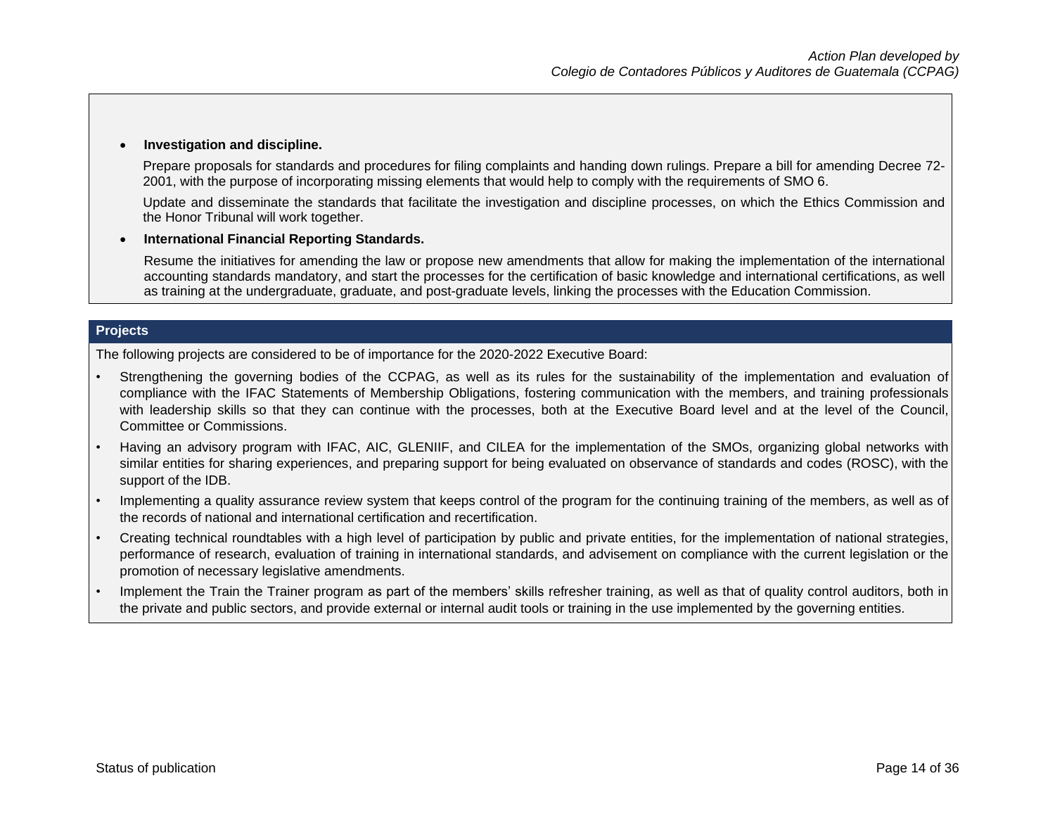- **Investigation and discipline.**

  Prepare proposals for standards and procedures for filing complaints and handing down rulings. Prepare a bill for amending Decree 72-2001, with the purpose of incorporating missing elements that would help to comply with the requirements of SMO 6.

  Update and disseminate the standards that facilitate the investigation and discipline processes, on which the Ethics Commission and the Honor Tribunal will work together.

- **International Financial Reporting Standards.**

  Resume the initiatives for amending the law or propose new amendments that allow for making the implementation of the international accounting standards mandatory, and start the processes for the certification of basic knowledge and international certifications, as well as training at the undergraduate, graduate, and post-graduate levels, linking the processes with the Education Commission.

## Projects

The following projects are considered to be of importance for the 2020-2022 Executive Board:

- Strengthening the governing bodies of the CCPAG, as well as its rules for the sustainability of the implementation and evaluation of compliance with the IFAC Statements of Membership Obligations, fostering communication with the members, and training professionals with leadership skills so that they can continue with the processes, both at the Executive Board level and at the level of the Council, Committee or Commissions.
- Having an advisory program with IFAC, AIC, GLENIIF, and CILEA for the implementation of the SMOs, organizing global networks with similar entities for sharing experiences, and preparing support for being evaluated on observance of standards and codes (ROSC), with the support of the IDB.
- Implementing a quality assurance review system that keeps control of the program for the continuing training of the members, as well as of the records of national and international certification and recertification.
- Creating technical roundtables with a high level of participation by public and private entities, for the implementation of national strategies, performance of research, evaluation of training in international standards, and advisement on compliance with the current legislation or the promotion of necessary legislative amendments.
- Implement the Train the Trainer program as part of the members' skills refresher training, as well as that of quality control auditors, both in the private and public sectors, and provide external or internal audit tools or training in the use implemented by the governing entities.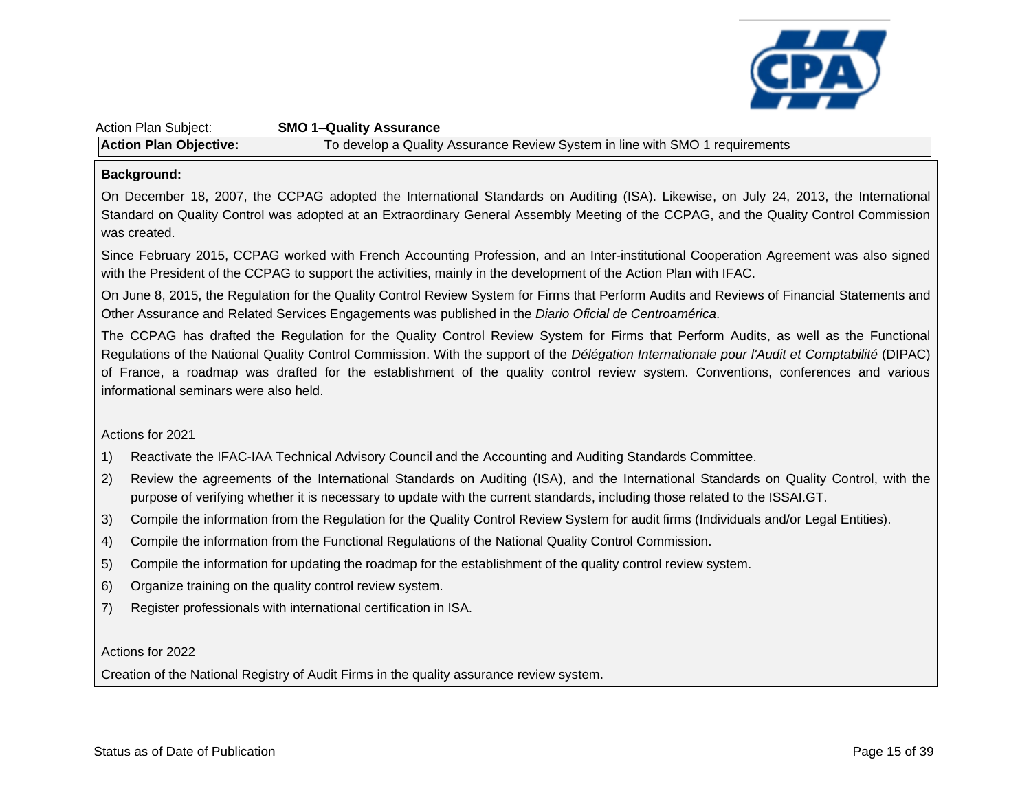Action Plan Subject: **SMO 1–Quality Assurance**

| | |
|---|---|
| **Action Plan Objective:** | To develop a Quality Assurance Review System in line with SMO 1 requirements |

**Background:**

On December 18, 2007, the CCPAG adopted the International Standards on Auditing (ISA). Likewise, on July 24, 2013, the International Standard on Quality Control was adopted at an Extraordinary General Assembly Meeting of the CCPAG, and the Quality Control Commission was created.

Since February 2015, CCPAG worked with French Accounting Profession, and an Inter-institutional Cooperation Agreement was also signed with the President of the CCPAG to support the activities, mainly in the development of the Action Plan with IFAC.

On June 8, 2015, the Regulation for the Quality Control Review System for Firms that Perform Audits and Reviews of Financial Statements and Other Assurance and Related Services Engagements was published in the *Diario Oficial de Centroamérica*.

The CCPAG has drafted the Regulation for the Quality Control Review System for Firms that Perform Audits, as well as the Functional Regulations of the National Quality Control Commission. With the support of the *Délégation Internationale pour l'Audit et Comptabilité* (DIPAC) of France, a roadmap was drafted for the establishment of the quality control review system. Conventions, conferences and various informational seminars were also held.

Actions for 2021

1) Reactivate the IFAC-IAA Technical Advisory Council and the Accounting and Auditing Standards Committee.
2) Review the agreements of the International Standards on Auditing (ISA), and the International Standards on Quality Control, with the purpose of verifying whether it is necessary to update with the current standards, including those related to the ISSAI.GT.
3) Compile the information from the Regulation for the Quality Control Review System for audit firms (Individuals and/or Legal Entities).
4) Compile the information from the Functional Regulations of the National Quality Control Commission.
5) Compile the information for updating the roadmap for the establishment of the quality control review system.
6) Organize training on the quality control review system.
7) Register professionals with international certification in ISA.

Actions for 2022

Creation of the National Registry of Audit Firms in the quality assurance review system.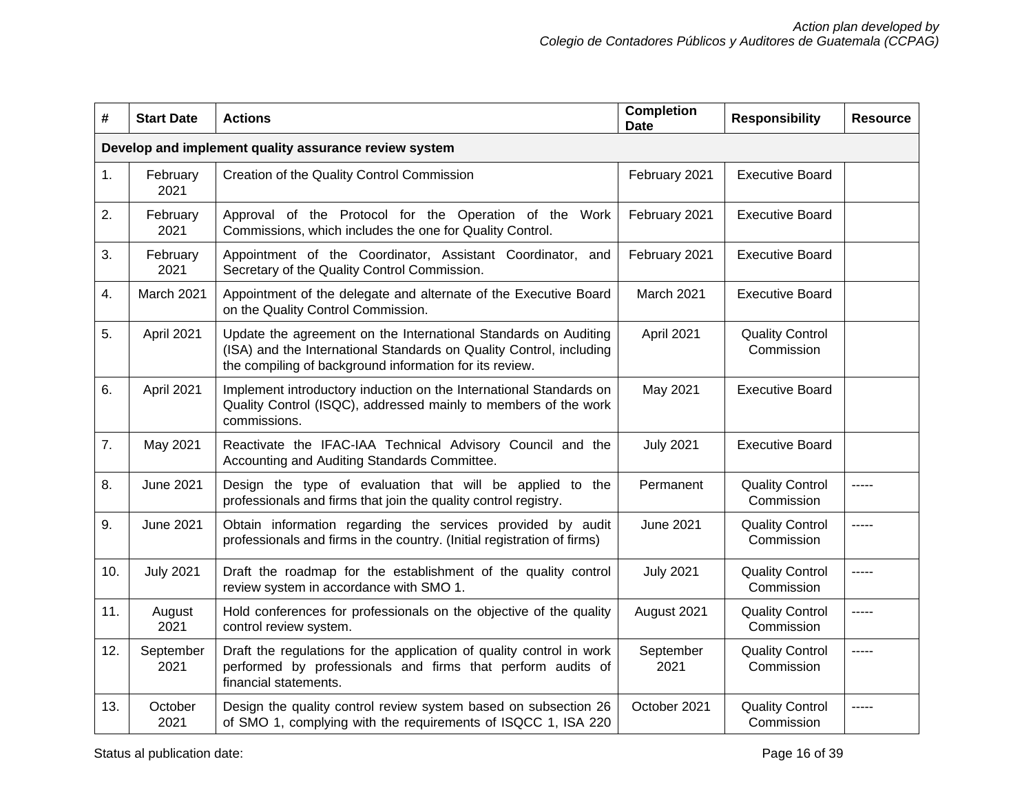| # | Start Date | Actions | Completion Date | Responsibility | Resource |
|---|---|---|---|---|---|
| **Develop and implement quality assurance review system** | | | | | |
| 1. | February 2021 | Creation of the Quality Control Commission | February 2021 | Executive Board | |
| 2. | February 2021 | Approval of the Protocol for the Operation of the Work Commissions, which includes the one for Quality Control. | February 2021 | Executive Board | |
| 3. | February 2021 | Appointment of the Coordinator, Assistant Coordinator, and Secretary of the Quality Control Commission. | February 2021 | Executive Board | |
| 4. | March 2021 | Appointment of the delegate and alternate of the Executive Board on the Quality Control Commission. | March 2021 | Executive Board | |
| 5. | April 2021 | Update the agreement on the International Standards on Auditing (ISA) and the International Standards on Quality Control, including the compiling of background information for its review. | April 2021 | Quality Control Commission | |
| 6. | April 2021 | Implement introductory induction on the International Standards on Quality Control (ISQC), addressed mainly to members of the work commissions. | May 2021 | Executive Board | |
| 7. | May 2021 | Reactivate the IFAC-IAA Technical Advisory Council and the Accounting and Auditing Standards Committee. | July 2021 | Executive Board | |
| 8. | June 2021 | Design the type of evaluation that will be applied to the professionals and firms that join the quality control registry. | Permanent | Quality Control Commission | ----- |
| 9. | June 2021 | Obtain information regarding the services provided by audit professionals and firms in the country. (Initial registration of firms) | June 2021 | Quality Control Commission | ----- |
| 10. | July 2021 | Draft the roadmap for the establishment of the quality control review system in accordance with SMO 1. | July 2021 | Quality Control Commission | ----- |
| 11. | August 2021 | Hold conferences for professionals on the objective of the quality control review system. | August 2021 | Quality Control Commission | ----- |
| 12. | September 2021 | Draft the regulations for the application of quality control in work performed by professionals and firms that perform audits of financial statements. | September 2021 | Quality Control Commission | ----- |
| 13. | October 2021 | Design the quality control review system based on subsection 26 of SMO 1, complying with the requirements of ISQCC 1, ISA 220 | October 2021 | Quality Control Commission | ----- |

Status al publication date: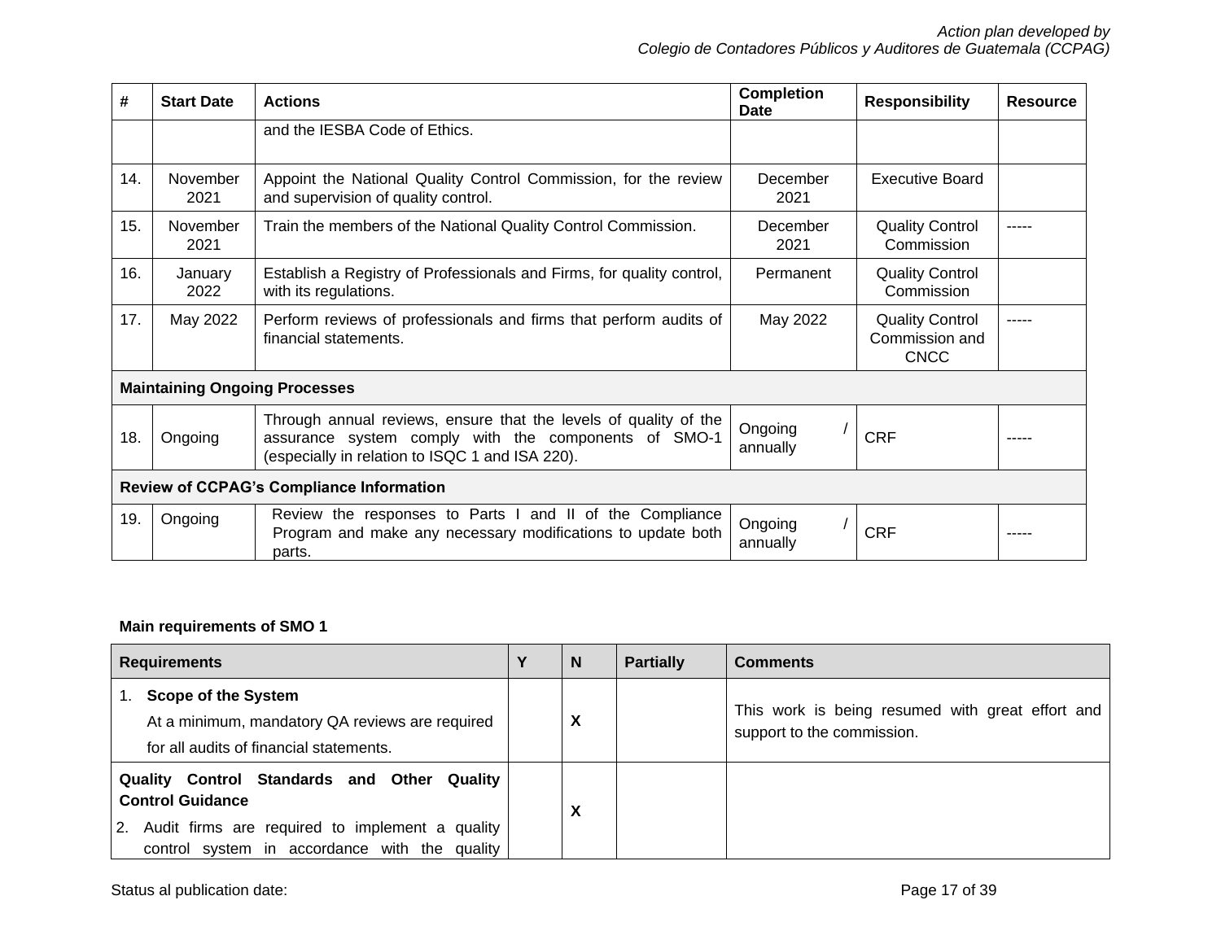| # | Start Date | Actions | Completion Date | Responsibility | Resource |
|---|---|---|---|---|---|
| | | and the IESBA Code of Ethics. | | | |
| 14. | November 2021 | Appoint the National Quality Control Commission, for the review and supervision of quality control. | December 2021 | Executive Board | |
| 15. | November 2021 | Train the members of the National Quality Control Commission. | December 2021 | Quality Control Commission | ----- |
| 16. | January 2022 | Establish a Registry of Professionals and Firms, for quality control, with its regulations. | Permanent | Quality Control Commission | |
| 17. | May 2022 | Perform reviews of professionals and firms that perform audits of financial statements. | May 2022 | Quality Control Commission and CNCC | ----- |
| **Maintaining Ongoing Processes** | | | | | |
| 18. | Ongoing | Through annual reviews, ensure that the levels of quality of the assurance system comply with the components of SMO-1 (especially in relation to ISQC 1 and ISA 220). | Ongoing / annually | CRF | ----- |
| **Review of CCPAG's Compliance Information** | | | | | |
| 19. | Ongoing | Review the responses to Parts I and II of the Compliance Program and make any necessary modifications to update both parts. | Ongoing / annually | CRF | ----- |

**Main requirements of SMO 1**

| Requirements | Y | N | Partially | Comments |
|---|---|---|---|---|
| 1. **Scope of the System** At a minimum, mandatory QA reviews are required for all audits of financial statements. | | **X** | | This work is being resumed with great effort and support to the commission. |
| **Quality Control Standards and Other Quality Control Guidance** 2. Audit firms are required to implement a quality control system in accordance with the quality | | **X** | | |

Status al publication date: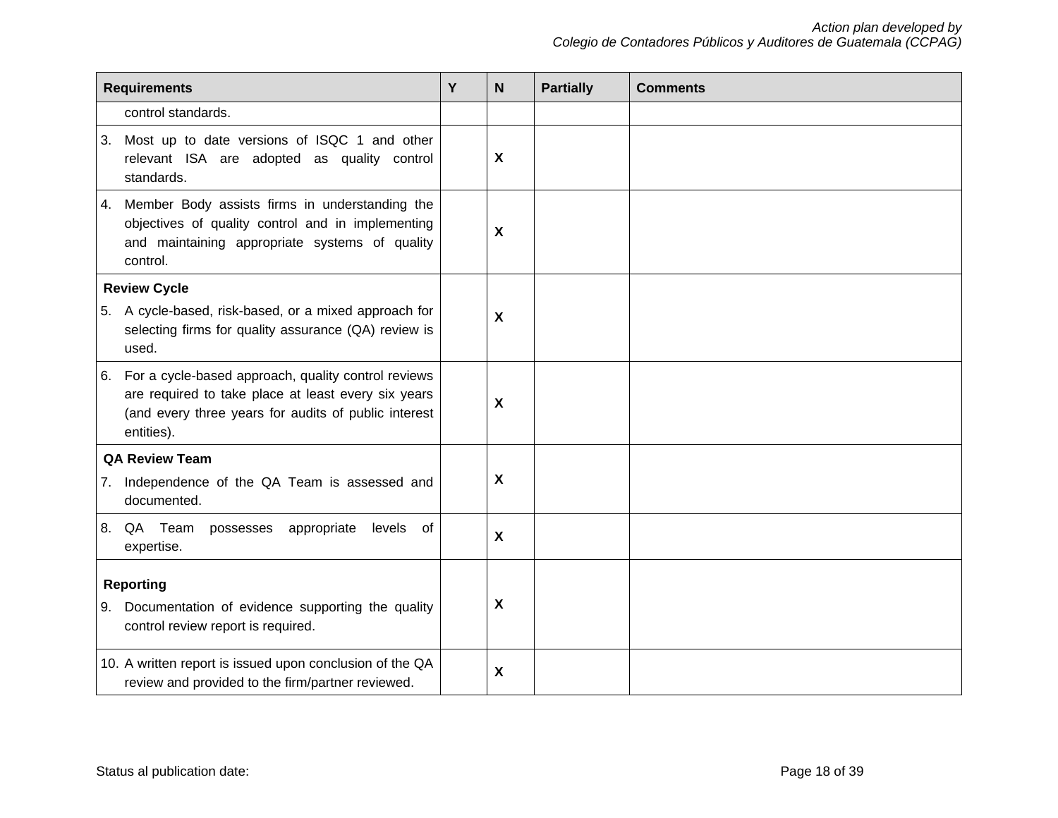| Requirements | Y | N | Partially | Comments |
|---|---|---|---|---|
| control standards. | | | | |
| 3. Most up to date versions of ISQC 1 and other relevant ISA are adopted as quality control standards. | | X | | |
| 4. Member Body assists firms in understanding the objectives of quality control and in implementing and maintaining appropriate systems of quality control. | | X | | |
| **Review Cycle** 5. A cycle-based, risk-based, or a mixed approach for selecting firms for quality assurance (QA) review is used. | | X | | |
| 6. For a cycle-based approach, quality control reviews are required to take place at least every six years (and every three years for audits of public interest entities). | | X | | |
| **QA Review Team** 7. Independence of the QA Team is assessed and documented. | | X | | |
| 8. QA Team possesses appropriate levels of expertise. | | X | | |
| **Reporting** 9. Documentation of evidence supporting the quality control review report is required. | | X | | |
| 10. A written report is issued upon conclusion of the QA review and provided to the firm/partner reviewed. | | X | | |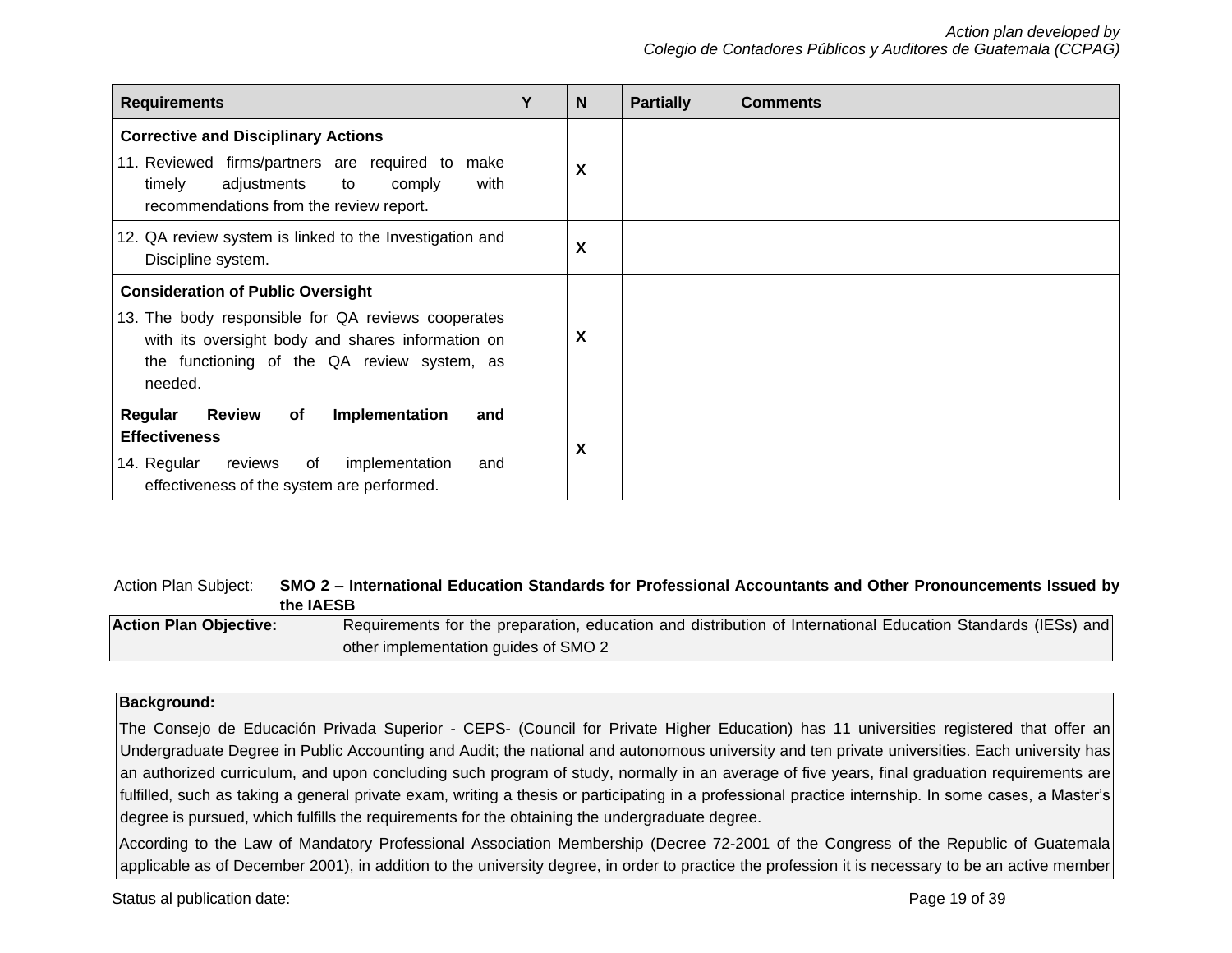| Requirements | Y | N | Partially | Comments |
|---|---|---|---|---|
| **Corrective and Disciplinary Actions**<br>11. Reviewed firms/partners are required to make timely adjustments to comply with recommendations from the review report. | | X | | |
| 12. QA review system is linked to the Investigation and Discipline system. | | X | | |
| **Consideration of Public Oversight**<br>13. The body responsible for QA reviews cooperates with its oversight body and shares information on the functioning of the QA review system, as needed. | | X | | |
| **Regular Review of Implementation and Effectiveness**<br>14. Regular reviews of implementation and effectiveness of the system are performed. | | X | | |

Action Plan Subject: **SMO 2 – International Education Standards for Professional Accountants and Other Pronouncements Issued by the IAESB**

| | |
|---|---|
| **Action Plan Objective:** | Requirements for the preparation, education and distribution of International Education Standards (IESs) and other implementation guides of SMO 2 |

**Background:**

The Consejo de Educación Privada Superior - CEPS- (Council for Private Higher Education) has 11 universities registered that offer an Undergraduate Degree in Public Accounting and Audit; the national and autonomous university and ten private universities. Each university has an authorized curriculum, and upon concluding such program of study, normally in an average of five years, final graduation requirements are fulfilled, such as taking a general private exam, writing a thesis or participating in a professional practice internship. In some cases, a Master's degree is pursued, which fulfills the requirements for the obtaining the undergraduate degree.

According to the Law of Mandatory Professional Association Membership (Decree 72-2001 of the Congress of the Republic of Guatemala applicable as of December 2001), in addition to the university degree, in order to practice the profession it is necessary to be an active member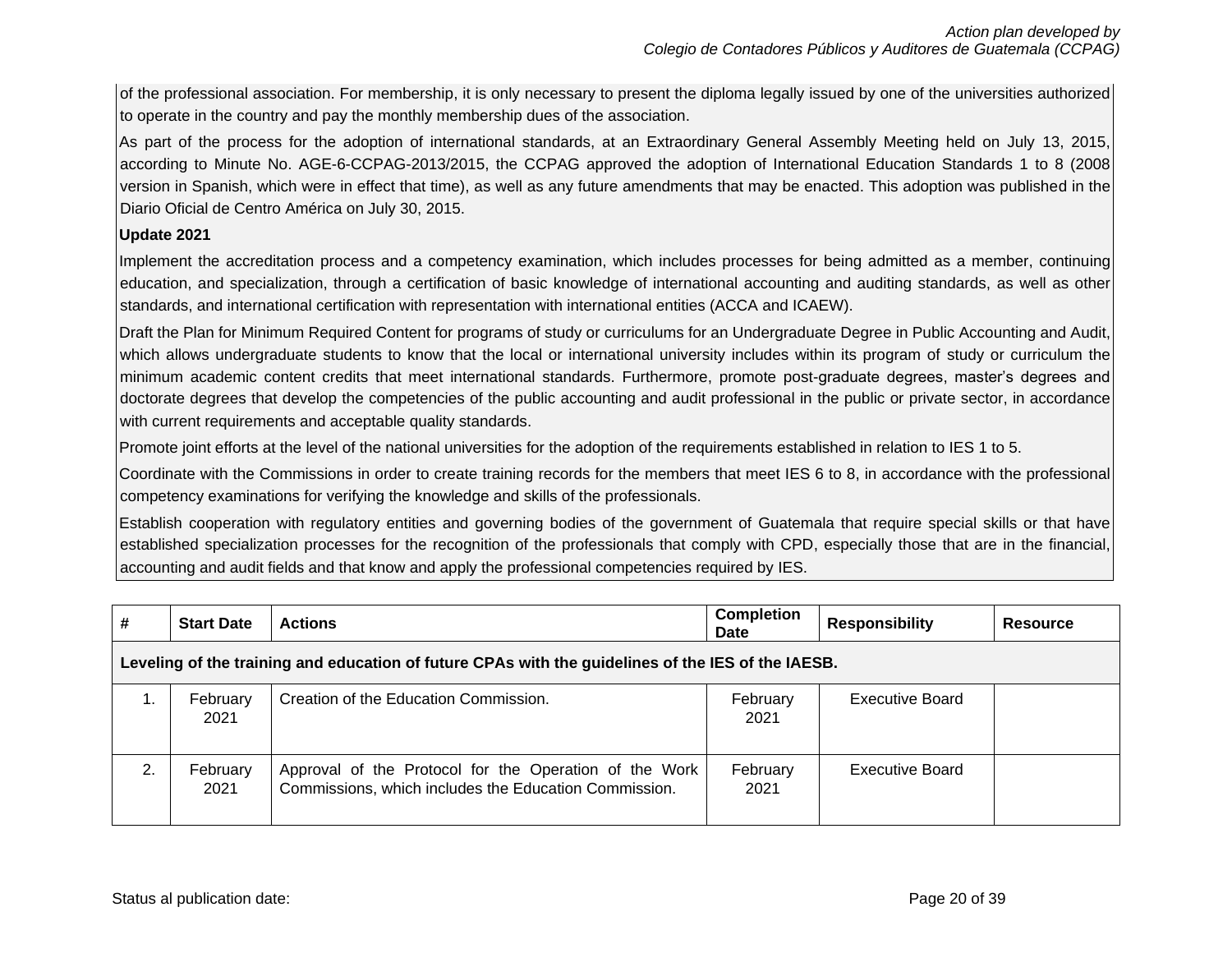of the professional association. For membership, it is only necessary to present the diploma legally issued by one of the universities authorized to operate in the country and pay the monthly membership dues of the association.

As part of the process for the adoption of international standards, at an Extraordinary General Assembly Meeting held on July 13, 2015, according to Minute No. AGE-6-CCPAG-2013/2015, the CCPAG approved the adoption of International Education Standards 1 to 8 (2008 version in Spanish, which were in effect that time), as well as any future amendments that may be enacted. This adoption was published in the Diario Oficial de Centro América on July 30, 2015.

**Update 2021**

Implement the accreditation process and a competency examination, which includes processes for being admitted as a member, continuing education, and specialization, through a certification of basic knowledge of international accounting and auditing standards, as well as other standards, and international certification with representation with international entities (ACCA and ICAEW).

Draft the Plan for Minimum Required Content for programs of study or curriculums for an Undergraduate Degree in Public Accounting and Audit, which allows undergraduate students to know that the local or international university includes within its program of study or curriculum the minimum academic content credits that meet international standards. Furthermore, promote post-graduate degrees, master's degrees and doctorate degrees that develop the competencies of the public accounting and audit professional in the public or private sector, in accordance with current requirements and acceptable quality standards.

Promote joint efforts at the level of the national universities for the adoption of the requirements established in relation to IES 1 to 5.

Coordinate with the Commissions in order to create training records for the members that meet IES 6 to 8, in accordance with the professional competency examinations for verifying the knowledge and skills of the professionals.

Establish cooperation with regulatory entities and governing bodies of the government of Guatemala that require special skills or that have established specialization processes for the recognition of the professionals that comply with CPD, especially those that are in the financial, accounting and audit fields and that know and apply the professional competencies required by IES.

| # | Start Date | Actions | Completion Date | Responsibility | Resource |
|---|---|---|---|---|---|
| **Leveling of the training and education of future CPAs with the guidelines of the IES of the IAESB.** | | | | | |
| 1. | February 2021 | Creation of the Education Commission. | February 2021 | Executive Board | |
| 2. | February 2021 | Approval of the Protocol for the Operation of the Work Commissions, which includes the Education Commission. | February 2021 | Executive Board | |

Status al publication date: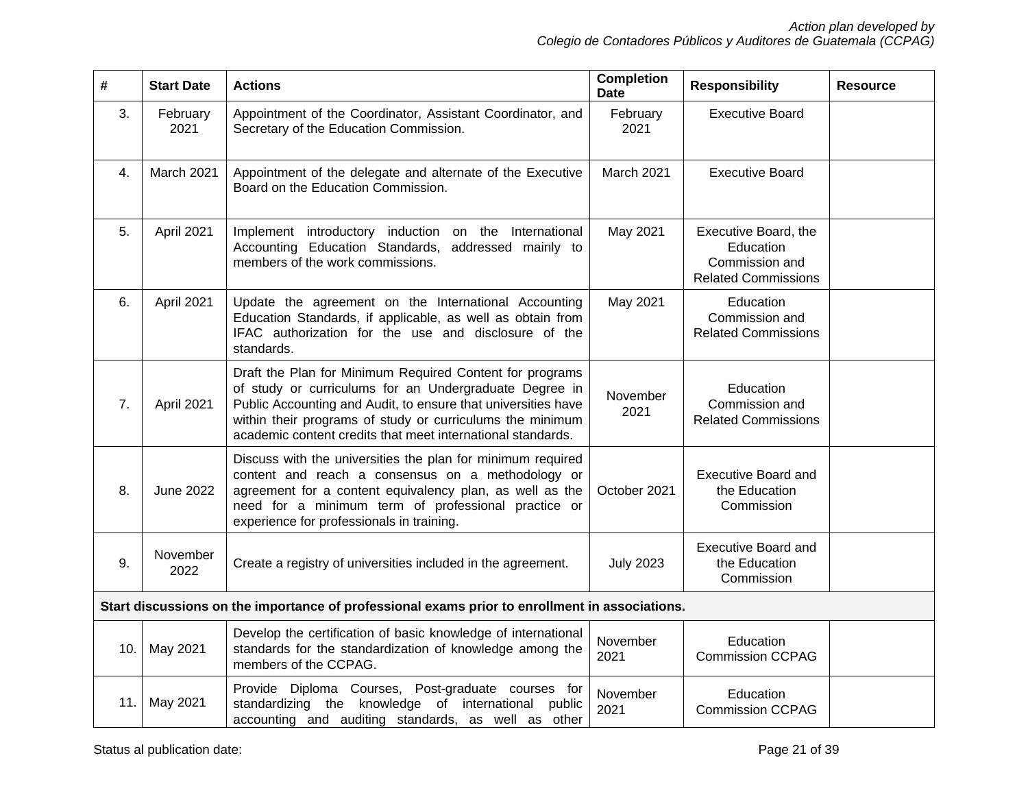| # | Start Date | Actions | Completion Date | Responsibility | Resource |
|---|---|---|---|---|---|
| 3. | February 2021 | Appointment of the Coordinator, Assistant Coordinator, and Secretary of the Education Commission. | February 2021 | Executive Board | |
| 4. | March 2021 | Appointment of the delegate and alternate of the Executive Board on the Education Commission. | March 2021 | Executive Board | |
| 5. | April 2021 | Implement introductory induction on the International Accounting Education Standards, addressed mainly to members of the work commissions. | May 2021 | Executive Board, the Education Commission and Related Commissions | |
| 6. | April 2021 | Update the agreement on the International Accounting Education Standards, if applicable, as well as obtain from IFAC authorization for the use and disclosure of the standards. | May 2021 | Education Commission and Related Commissions | |
| 7. | April 2021 | Draft the Plan for Minimum Required Content for programs of study or curriculums for an Undergraduate Degree in Public Accounting and Audit, to ensure that universities have within their programs of study or curriculums the minimum academic content credits that meet international standards. | November 2021 | Education Commission and Related Commissions | |
| 8. | June 2022 | Discuss with the universities the plan for minimum required content and reach a consensus on a methodology or agreement for a content equivalency plan, as well as the need for a minimum term of professional practice or experience for professionals in training. | October 2021 | Executive Board and the Education Commission | |
| 9. | November 2022 | Create a registry of universities included in the agreement. | July 2023 | Executive Board and the Education Commission | |
| **Start discussions on the importance of professional exams prior to enrollment in associations.** | | | | | |
| 10. | May 2021 | Develop the certification of basic knowledge of international standards for the standardization of knowledge among the members of the CCPAG. | November 2021 | Education Commission CCPAG | |
| 11. | May 2021 | Provide Diploma Courses, Post-graduate courses for standardizing the knowledge of international public accounting and auditing standards, as well as other | November 2021 | Education Commission CCPAG | |

Status al publication date: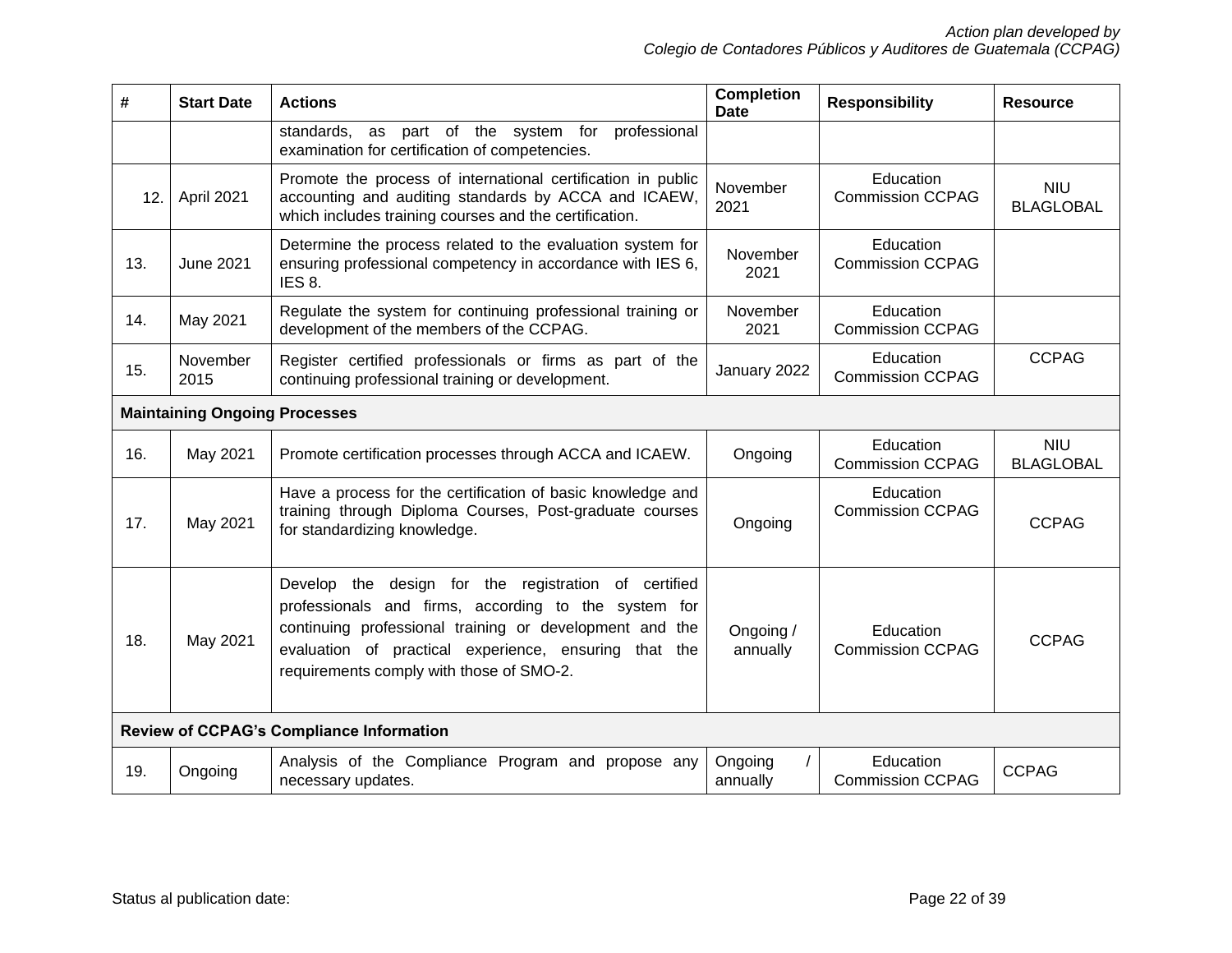| # | Start Date | Actions | Completion Date | Responsibility | Resource |
|---|---|---|---|---|---|
| | | standards, as part of the system for professional examination for certification of competencies. | | | |
| 12. | April 2021 | Promote the process of international certification in public accounting and auditing standards by ACCA and ICAEW, which includes training courses and the certification. | November 2021 | Education Commission CCPAG | NIU BLAGLOBAL |
| 13. | June 2021 | Determine the process related to the evaluation system for ensuring professional competency in accordance with IES 6, IES 8. | November 2021 | Education Commission CCPAG | |
| 14. | May 2021 | Regulate the system for continuing professional training or development of the members of the CCPAG. | November 2021 | Education Commission CCPAG | |
| 15. | November 2015 | Register certified professionals or firms as part of the continuing professional training or development. | January 2022 | Education Commission CCPAG | CCPAG |
| **Maintaining Ongoing Processes** | | | | | |
| 16. | May 2021 | Promote certification processes through ACCA and ICAEW. | Ongoing | Education Commission CCPAG | NIU BLAGLOBAL |
| 17. | May 2021 | Have a process for the certification of basic knowledge and training through Diploma Courses, Post-graduate courses for standardizing knowledge. | Ongoing | Education Commission CCPAG | CCPAG |
| 18. | May 2021 | Develop the design for the registration of certified professionals and firms, according to the system for continuing professional training or development and the evaluation of practical experience, ensuring that the requirements comply with those of SMO-2. | Ongoing / annually | Education Commission CCPAG | CCPAG |
| **Review of CCPAG's Compliance Information** | | | | | |
| 19. | Ongoing | Analysis of the Compliance Program and propose any necessary updates. | Ongoing / annually | Education Commission CCPAG | CCPAG |

Status al publication date: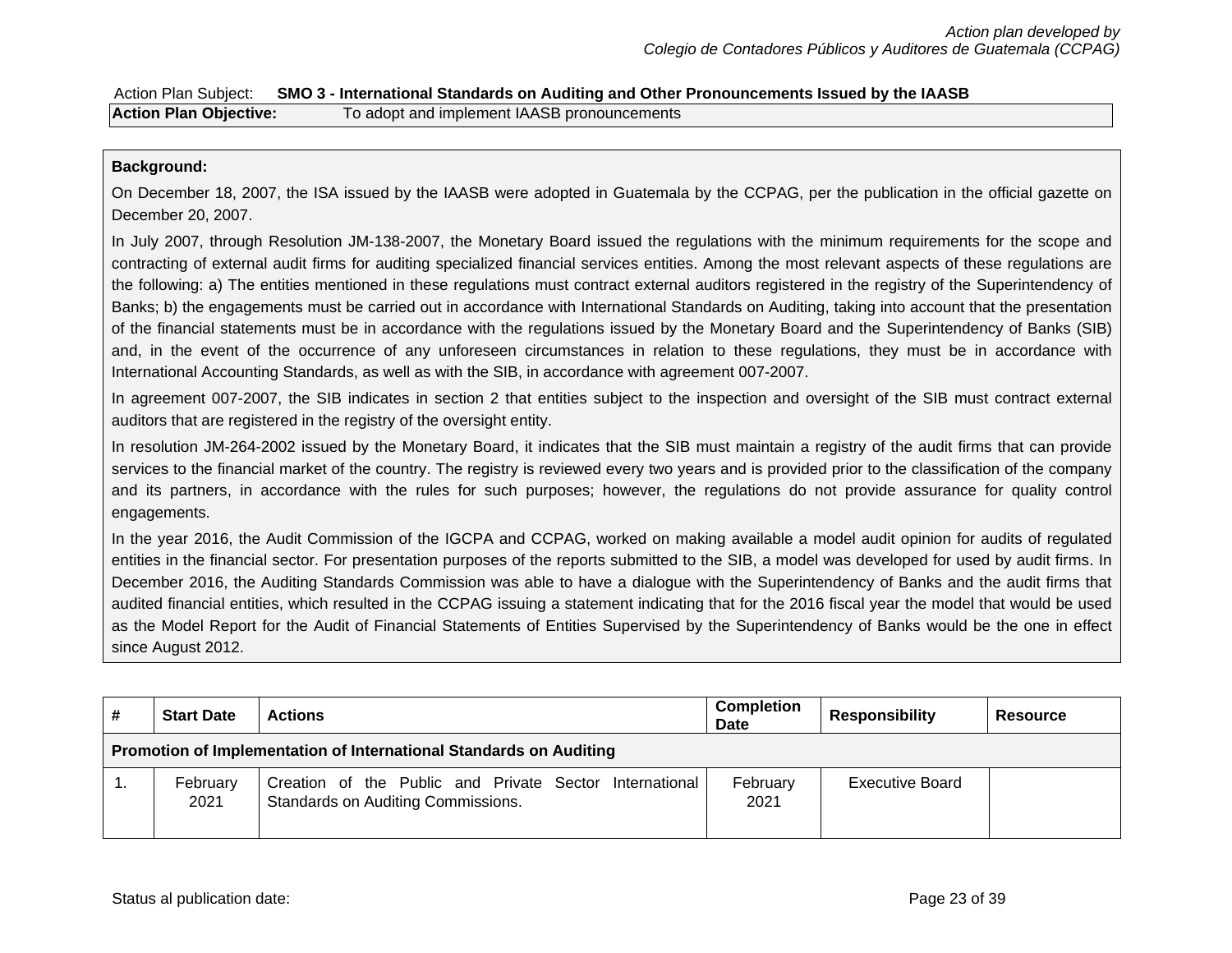*Action plan developed by*
*Colegio de Contadores Públicos y Auditores de Guatemala (CCPAG)*

Action Plan Subject: **SMO 3 - International Standards on Auditing and Other Pronouncements Issued by the IAASB**

| **Action Plan Objective:** | To adopt and implement IAASB pronouncements |
|---|---|

**Background:**

On December 18, 2007, the ISA issued by the IAASB were adopted in Guatemala by the CCPAG, per the publication in the official gazette on December 20, 2007.

In July 2007, through Resolution JM-138-2007, the Monetary Board issued the regulations with the minimum requirements for the scope and contracting of external audit firms for auditing specialized financial services entities. Among the most relevant aspects of these regulations are the following: a) The entities mentioned in these regulations must contract external auditors registered in the registry of the Superintendency of Banks; b) the engagements must be carried out in accordance with International Standards on Auditing, taking into account that the presentation of the financial statements must be in accordance with the regulations issued by the Monetary Board and the Superintendency of Banks (SIB) and, in the event of the occurrence of any unforeseen circumstances in relation to these regulations, they must be in accordance with International Accounting Standards, as well as with the SIB, in accordance with agreement 007-2007.

In agreement 007-2007, the SIB indicates in section 2 that entities subject to the inspection and oversight of the SIB must contract external auditors that are registered in the registry of the oversight entity.

In resolution JM-264-2002 issued by the Monetary Board, it indicates that the SIB must maintain a registry of the audit firms that can provide services to the financial market of the country. The registry is reviewed every two years and is provided prior to the classification of the company and its partners, in accordance with the rules for such purposes; however, the regulations do not provide assurance for quality control engagements.

In the year 2016, the Audit Commission of the IGCPA and CCPAG, worked on making available a model audit opinion for audits of regulated entities in the financial sector. For presentation purposes of the reports submitted to the SIB, a model was developed for used by audit firms. In December 2016, the Auditing Standards Commission was able to have a dialogue with the Superintendency of Banks and the audit firms that audited financial entities, which resulted in the CCPAG issuing a statement indicating that for the 2016 fiscal year the model that would be used as the Model Report for the Audit of Financial Statements of Entities Supervised by the Superintendency of Banks would be the one in effect since August 2012.

| # | Start Date | Actions | Completion Date | Responsibility | Resource |
|---|---|---|---|---|---|
| **Promotion of Implementation of International Standards on Auditing** | | | | | |
| 1. | February 2021 | Creation of the Public and Private Sector International Standards on Auditing Commissions. | February 2021 | Executive Board | |

Status al publication date: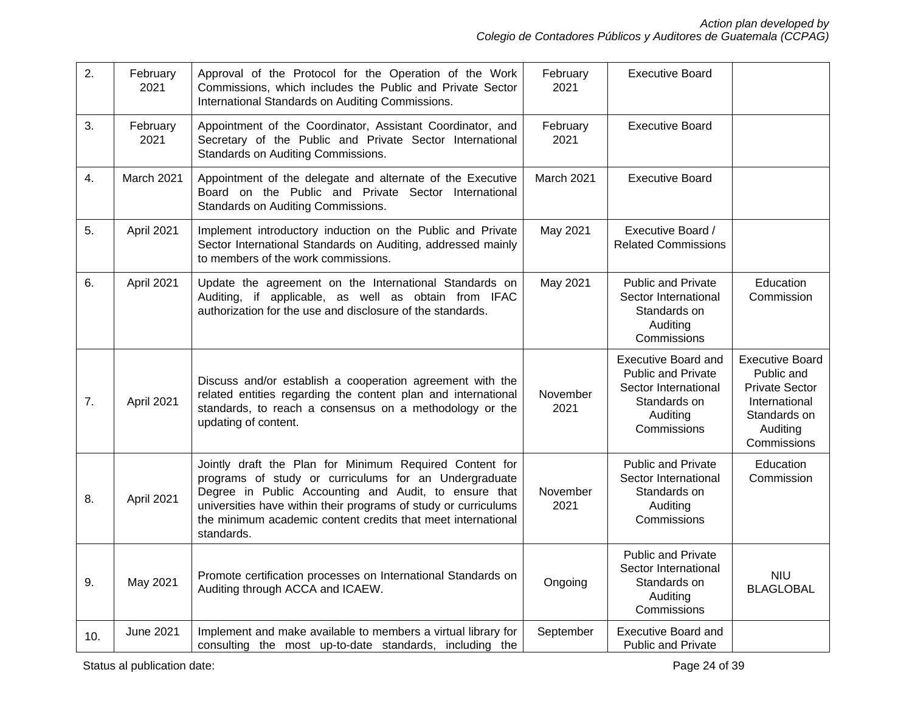| | | | | | |
|---|---|---|---|---|---|
| 2. | February 2021 | Approval of the Protocol for the Operation of the Work Commissions, which includes the Public and Private Sector International Standards on Auditing Commissions. | February 2021 | Executive Board | |
| 3. | February 2021 | Appointment of the Coordinator, Assistant Coordinator, and Secretary of the Public and Private Sector International Standards on Auditing Commissions. | February 2021 | Executive Board | |
| 4. | March 2021 | Appointment of the delegate and alternate of the Executive Board on the Public and Private Sector International Standards on Auditing Commissions. | March 2021 | Executive Board | |
| 5. | April 2021 | Implement introductory induction on the Public and Private Sector International Standards on Auditing, addressed mainly to members of the work commissions. | May 2021 | Executive Board / Related Commissions | |
| 6. | April 2021 | Update the agreement on the International Standards on Auditing, if applicable, as well as obtain from IFAC authorization for the use and disclosure of the standards. | May 2021 | Public and Private Sector International Standards on Auditing Commissions | Education Commission |
| 7. | April 2021 | Discuss and/or establish a cooperation agreement with the related entities regarding the content plan and international standards, to reach a consensus on a methodology or the updating of content. | November 2021 | Executive Board and Public and Private Sector International Standards on Auditing Commissions | Executive Board Public and Private Sector International Standards on Auditing Commissions |
| 8. | April 2021 | Jointly draft the Plan for Minimum Required Content for programs of study or curriculums for an Undergraduate Degree in Public Accounting and Audit, to ensure that universities have within their programs of study or curriculums the minimum academic content credits that meet international standards. | November 2021 | Public and Private Sector International Standards on Auditing Commissions | Education Commission |
| 9. | May 2021 | Promote certification processes on International Standards on Auditing through ACCA and ICAEW. | Ongoing | Public and Private Sector International Standards on Auditing Commissions | NIU BLAGLOBAL |
| 10. | June 2021 | Implement and make available to members a virtual library for consulting the most up-to-date standards, including the | September | Executive Board and Public and Private | |

Status al publication date: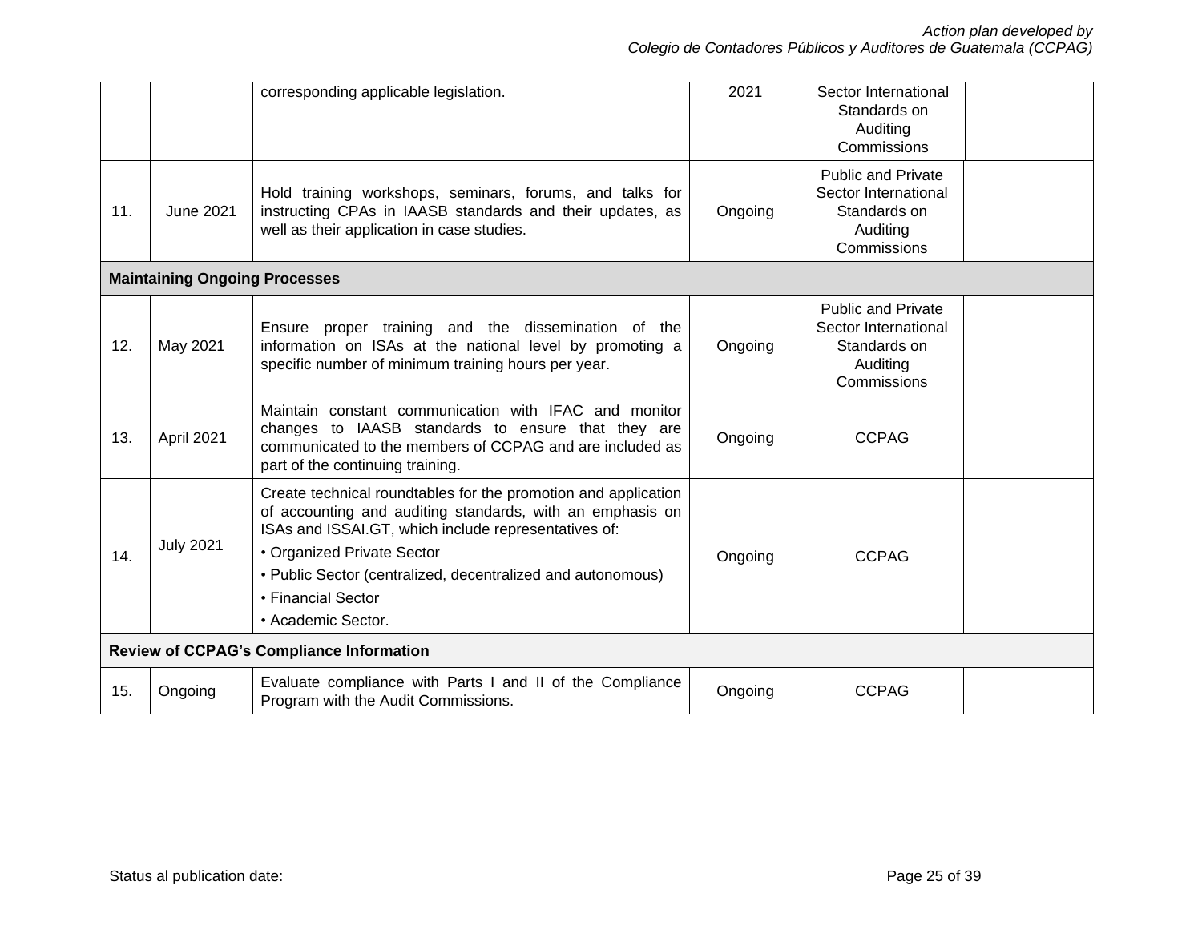| | | | | | |
|---|---|---|---|---|---|
| | | corresponding applicable legislation. | 2021 | Sector International Standards on Auditing Commissions | |
| 11. | June 2021 | Hold training workshops, seminars, forums, and talks for instructing CPAs in IAASB standards and their updates, as well as their application in case studies. | Ongoing | Public and Private Sector International Standards on Auditing Commissions | |
| **Maintaining Ongoing Processes** | | | | | |
| 12. | May 2021 | Ensure proper training and the dissemination of the information on ISAs at the national level by promoting a specific number of minimum training hours per year. | Ongoing | Public and Private Sector International Standards on Auditing Commissions | |
| 13. | April 2021 | Maintain constant communication with IFAC and monitor changes to IAASB standards to ensure that they are communicated to the members of CCPAG and are included as part of the continuing training. | Ongoing | CCPAG | |
| 14. | July 2021 | Create technical roundtables for the promotion and application of accounting and auditing standards, with an emphasis on ISAs and ISSAI.GT, which include representatives of:<br>• Organized Private Sector<br>• Public Sector (centralized, decentralized and autonomous)<br>• Financial Sector<br>• Academic Sector. | Ongoing | CCPAG | |
| **Review of CCPAG's Compliance Information** | | | | | |
| 15. | Ongoing | Evaluate compliance with Parts I and II of the Compliance Program with the Audit Commissions. | Ongoing | CCPAG | |

Status al publication date: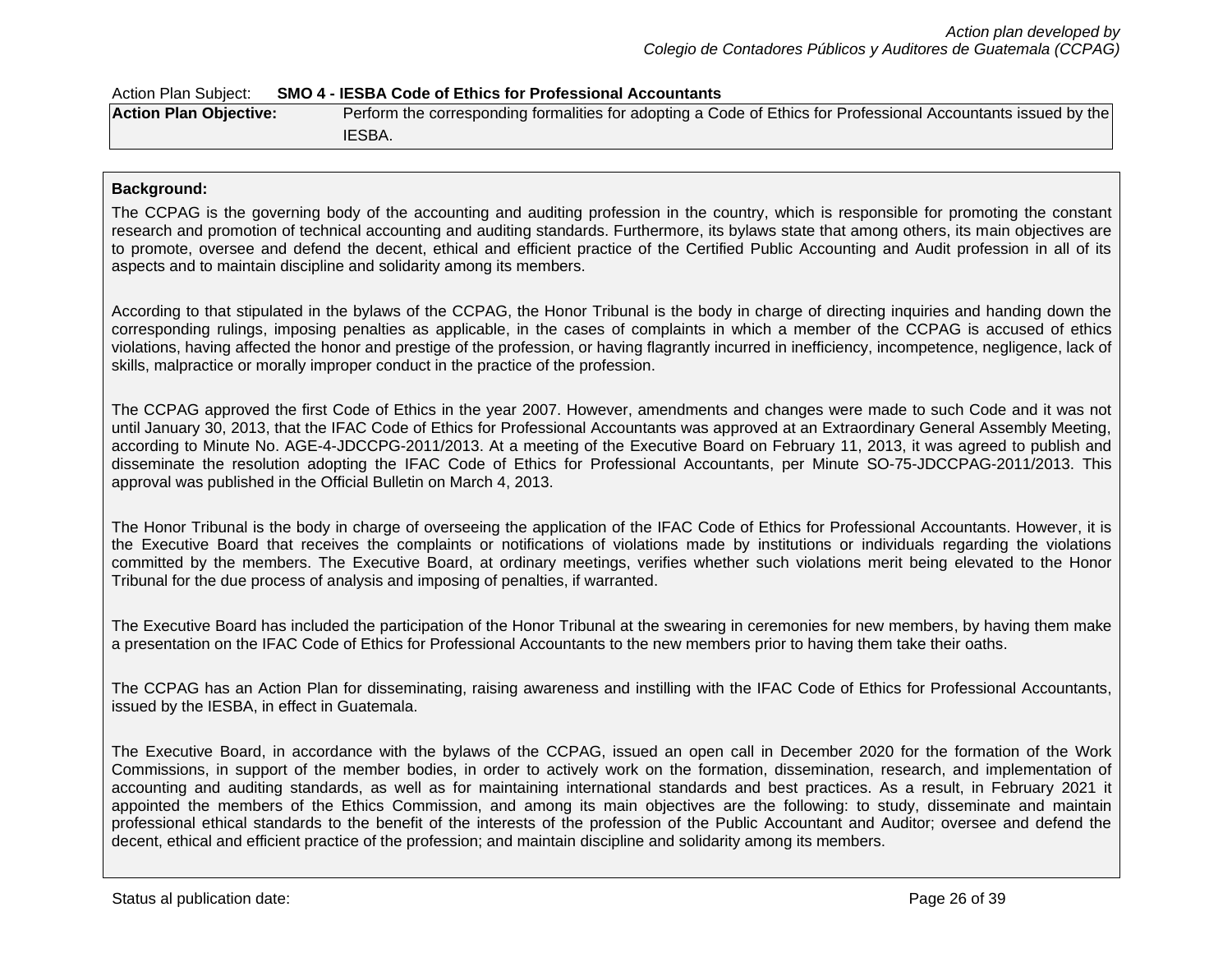Action Plan Subject: **SMO 4 - IESBA Code of Ethics for Professional Accountants**

| | |
|---|---|
| **Action Plan Objective:** | Perform the corresponding formalities for adopting a Code of Ethics for Professional Accountants issued by the IESBA. |

**Background:**

The CCPAG is the governing body of the accounting and auditing profession in the country, which is responsible for promoting the constant research and promotion of technical accounting and auditing standards. Furthermore, its bylaws state that among others, its main objectives are to promote, oversee and defend the decent, ethical and efficient practice of the Certified Public Accounting and Audit profession in all of its aspects and to maintain discipline and solidarity among its members.

According to that stipulated in the bylaws of the CCPAG, the Honor Tribunal is the body in charge of directing inquiries and handing down the corresponding rulings, imposing penalties as applicable, in the cases of complaints in which a member of the CCPAG is accused of ethics violations, having affected the honor and prestige of the profession, or having flagrantly incurred in inefficiency, incompetence, negligence, lack of skills, malpractice or morally improper conduct in the practice of the profession.

The CCPAG approved the first Code of Ethics in the year 2007. However, amendments and changes were made to such Code and it was not until January 30, 2013, that the IFAC Code of Ethics for Professional Accountants was approved at an Extraordinary General Assembly Meeting, according to Minute No. AGE-4-JDCCPG-2011/2013. At a meeting of the Executive Board on February 11, 2013, it was agreed to publish and disseminate the resolution adopting the IFAC Code of Ethics for Professional Accountants, per Minute SO-75-JDCCPAG-2011/2013. This approval was published in the Official Bulletin on March 4, 2013.

The Honor Tribunal is the body in charge of overseeing the application of the IFAC Code of Ethics for Professional Accountants. However, it is the Executive Board that receives the complaints or notifications of violations made by institutions or individuals regarding the violations committed by the members. The Executive Board, at ordinary meetings, verifies whether such violations merit being elevated to the Honor Tribunal for the due process of analysis and imposing of penalties, if warranted.

The Executive Board has included the participation of the Honor Tribunal at the swearing in ceremonies for new members, by having them make a presentation on the IFAC Code of Ethics for Professional Accountants to the new members prior to having them take their oaths.

The CCPAG has an Action Plan for disseminating, raising awareness and instilling with the IFAC Code of Ethics for Professional Accountants, issued by the IESBA, in effect in Guatemala.

The Executive Board, in accordance with the bylaws of the CCPAG, issued an open call in December 2020 for the formation of the Work Commissions, in support of the member bodies, in order to actively work on the formation, dissemination, research, and implementation of accounting and auditing standards, as well as for maintaining international standards and best practices. As a result, in February 2021 it appointed the members of the Ethics Commission, and among its main objectives are the following: to study, disseminate and maintain professional ethical standards to the benefit of the interests of the profession of the Public Accountant and Auditor; oversee and defend the decent, ethical and efficient practice of the profession; and maintain discipline and solidarity among its members.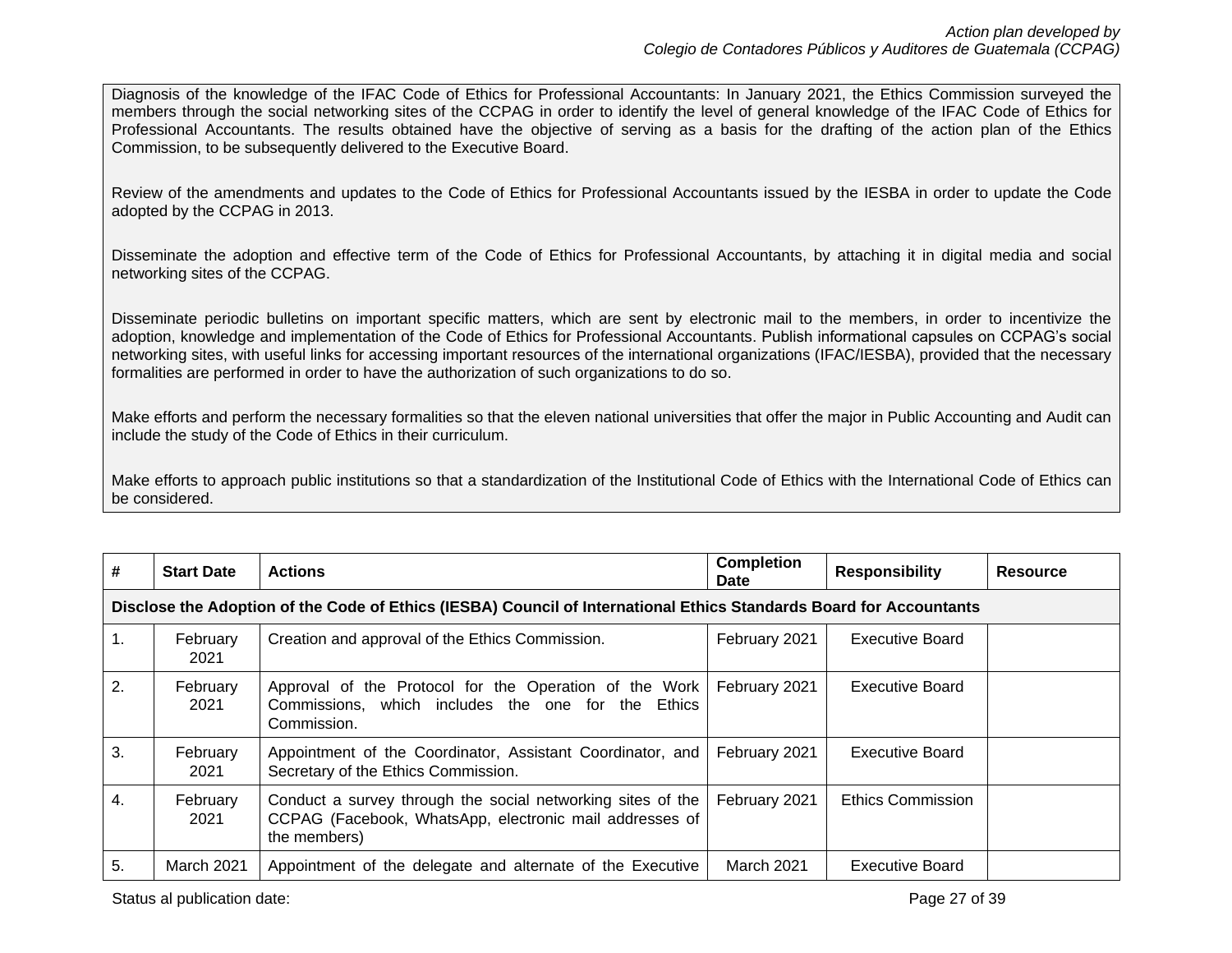Diagnosis of the knowledge of the IFAC Code of Ethics for Professional Accountants: In January 2021, the Ethics Commission surveyed the members through the social networking sites of the CCPAG in order to identify the level of general knowledge of the IFAC Code of Ethics for Professional Accountants. The results obtained have the objective of serving as a basis for the drafting of the action plan of the Ethics Commission, to be subsequently delivered to the Executive Board.

Review of the amendments and updates to the Code of Ethics for Professional Accountants issued by the IESBA in order to update the Code adopted by the CCPAG in 2013.

Disseminate the adoption and effective term of the Code of Ethics for Professional Accountants, by attaching it in digital media and social networking sites of the CCPAG.

Disseminate periodic bulletins on important specific matters, which are sent by electronic mail to the members, in order to incentivize the adoption, knowledge and implementation of the Code of Ethics for Professional Accountants. Publish informational capsules on CCPAG's social networking sites, with useful links for accessing important resources of the international organizations (IFAC/IESBA), provided that the necessary formalities are performed in order to have the authorization of such organizations to do so.

Make efforts and perform the necessary formalities so that the eleven national universities that offer the major in Public Accounting and Audit can include the study of the Code of Ethics in their curriculum.

Make efforts to approach public institutions so that a standardization of the Institutional Code of Ethics with the International Code of Ethics can be considered.

| # | Start Date | Actions | Completion Date | Responsibility | Resource |
|---|---|---|---|---|---|
| **Disclose the Adoption of the Code of Ethics (IESBA) Council of International Ethics Standards Board for Accountants** | | | | | |
| 1. | February 2021 | Creation and approval of the Ethics Commission. | February 2021 | Executive Board | |
| 2. | February 2021 | Approval of the Protocol for the Operation of the Work Commissions, which includes the one for the Ethics Commission. | February 2021 | Executive Board | |
| 3. | February 2021 | Appointment of the Coordinator, Assistant Coordinator, and Secretary of the Ethics Commission. | February 2021 | Executive Board | |
| 4. | February 2021 | Conduct a survey through the social networking sites of the CCPAG (Facebook, WhatsApp, electronic mail addresses of the members) | February 2021 | Ethics Commission | |
| 5. | March 2021 | Appointment of the delegate and alternate of the Executive | March 2021 | Executive Board | |

Status al publication date: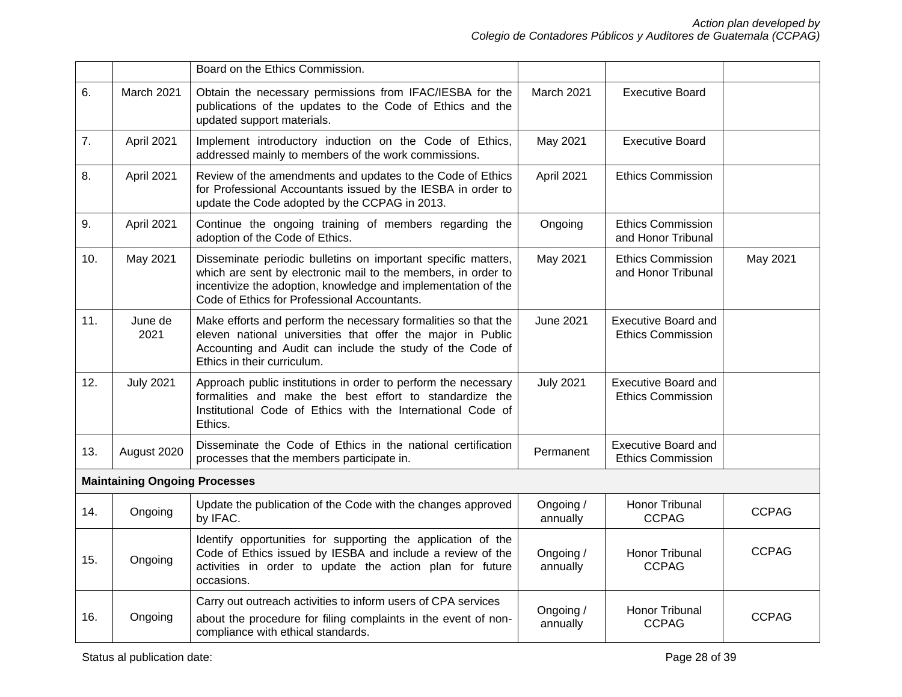| | | | | | |
|---|---|---|---|---|---|
| | | Board on the Ethics Commission. | | | |
| 6. | March 2021 | Obtain the necessary permissions from IFAC/IESBA for the publications of the updates to the Code of Ethics and the updated support materials. | March 2021 | Executive Board | |
| 7. | April 2021 | Implement introductory induction on the Code of Ethics, addressed mainly to members of the work commissions. | May 2021 | Executive Board | |
| 8. | April 2021 | Review of the amendments and updates to the Code of Ethics for Professional Accountants issued by the IESBA in order to update the Code adopted by the CCPAG in 2013. | April 2021 | Ethics Commission | |
| 9. | April 2021 | Continue the ongoing training of members regarding the adoption of the Code of Ethics. | Ongoing | Ethics Commission and Honor Tribunal | |
| 10. | May 2021 | Disseminate periodic bulletins on important specific matters, which are sent by electronic mail to the members, in order to incentivize the adoption, knowledge and implementation of the Code of Ethics for Professional Accountants. | May 2021 | Ethics Commission and Honor Tribunal | May 2021 |
| 11. | June de 2021 | Make efforts and perform the necessary formalities so that the eleven national universities that offer the major in Public Accounting and Audit can include the study of the Code of Ethics in their curriculum. | June 2021 | Executive Board and Ethics Commission | |
| 12. | July 2021 | Approach public institutions in order to perform the necessary formalities and make the best effort to standardize the Institutional Code of Ethics with the International Code of Ethics. | July 2021 | Executive Board and Ethics Commission | |
| 13. | August 2020 | Disseminate the Code of Ethics in the national certification processes that the members participate in. | Permanent | Executive Board and Ethics Commission | |
| **Maintaining Ongoing Processes** | | | | | |
| 14. | Ongoing | Update the publication of the Code with the changes approved by IFAC. | Ongoing / annually | Honor Tribunal CCPAG | CCPAG |
| 15. | Ongoing | Identify opportunities for supporting the application of the Code of Ethics issued by IESBA and include a review of the activities in order to update the action plan for future occasions. | Ongoing / annually | Honor Tribunal CCPAG | CCPAG |
| 16. | Ongoing | Carry out outreach activities to inform users of CPA services about the procedure for filing complaints in the event of non-compliance with ethical standards. | Ongoing / annually | Honor Tribunal CCPAG | CCPAG |

Status al publication date: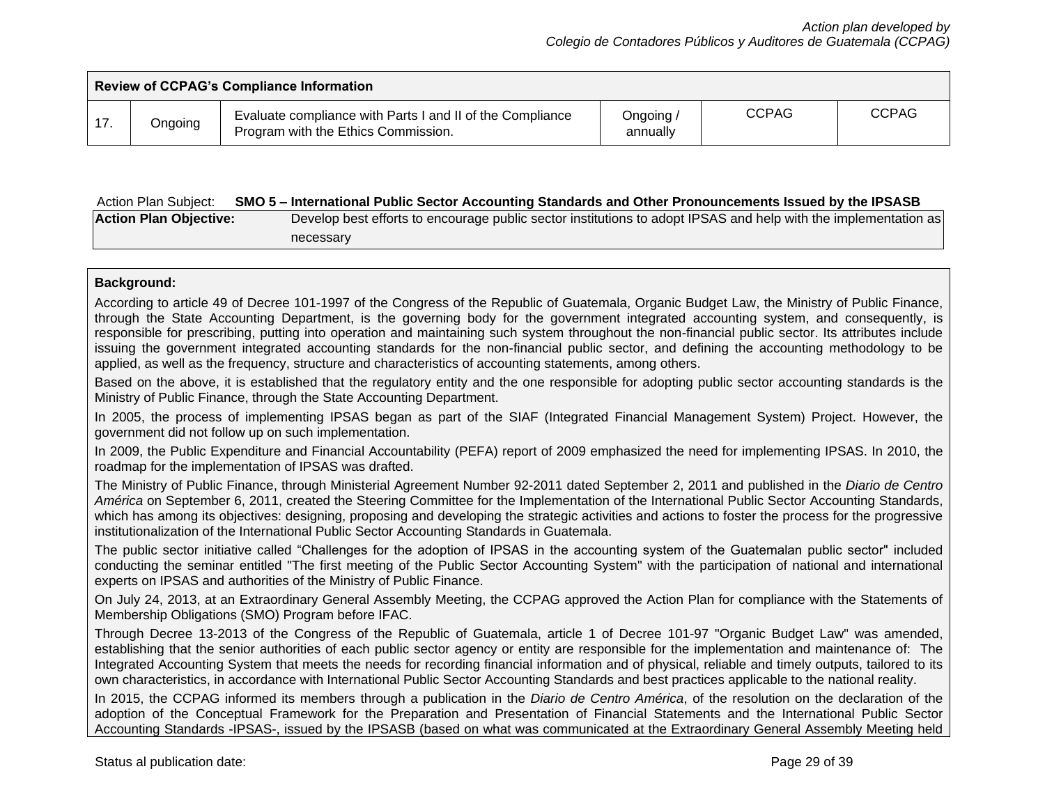| Review of CCPAG's Compliance Information | | | | | |
|---|---|---|---|---|---|
| 17. | Ongoing | Evaluate compliance with Parts I and II of the Compliance Program with the Ethics Commission. | Ongoing / annually | CCPAG | CCPAG |

Action Plan Subject: **SMO 5 – International Public Sector Accounting Standards and Other Pronouncements Issued by the IPSASB**

| | |
|---|---|
| **Action Plan Objective:** | Develop best efforts to encourage public sector institutions to adopt IPSAS and help with the implementation as necessary |

**Background:**

According to article 49 of Decree 101-1997 of the Congress of the Republic of Guatemala, Organic Budget Law, the Ministry of Public Finance, through the State Accounting Department, is the governing body for the government integrated accounting system, and consequently, is responsible for prescribing, putting into operation and maintaining such system throughout the non-financial public sector. Its attributes include issuing the government integrated accounting standards for the non-financial public sector, and defining the accounting methodology to be applied, as well as the frequency, structure and characteristics of accounting statements, among others.

Based on the above, it is established that the regulatory entity and the one responsible for adopting public sector accounting standards is the Ministry of Public Finance, through the State Accounting Department.

In 2005, the process of implementing IPSAS began as part of the SIAF (Integrated Financial Management System) Project. However, the government did not follow up on such implementation.

In 2009, the Public Expenditure and Financial Accountability (PEFA) report of 2009 emphasized the need for implementing IPSAS. In 2010, the roadmap for the implementation of IPSAS was drafted.

The Ministry of Public Finance, through Ministerial Agreement Number 92-2011 dated September 2, 2011 and published in the *Diario de Centro América* on September 6, 2011, created the Steering Committee for the Implementation of the International Public Sector Accounting Standards, which has among its objectives: designing, proposing and developing the strategic activities and actions to foster the process for the progressive institutionalization of the International Public Sector Accounting Standards in Guatemala.

The public sector initiative called "Challenges for the adoption of IPSAS in the accounting system of the Guatemalan public sector" included conducting the seminar entitled "The first meeting of the Public Sector Accounting System" with the participation of national and international experts on IPSAS and authorities of the Ministry of Public Finance.

On July 24, 2013, at an Extraordinary General Assembly Meeting, the CCPAG approved the Action Plan for compliance with the Statements of Membership Obligations (SMO) Program before IFAC.

Through Decree 13-2013 of the Congress of the Republic of Guatemala, article 1 of Decree 101-97 "Organic Budget Law" was amended, establishing that the senior authorities of each public sector agency or entity are responsible for the implementation and maintenance of: The Integrated Accounting System that meets the needs for recording financial information and of physical, reliable and timely outputs, tailored to its own characteristics, in accordance with International Public Sector Accounting Standards and best practices applicable to the national reality.

In 2015, the CCPAG informed its members through a publication in the *Diario de Centro América*, of the resolution on the declaration of the adoption of the Conceptual Framework for the Preparation and Presentation of Financial Statements and the International Public Sector Accounting Standards -IPSAS-, issued by the IPSASB (based on what was communicated at the Extraordinary General Assembly Meeting held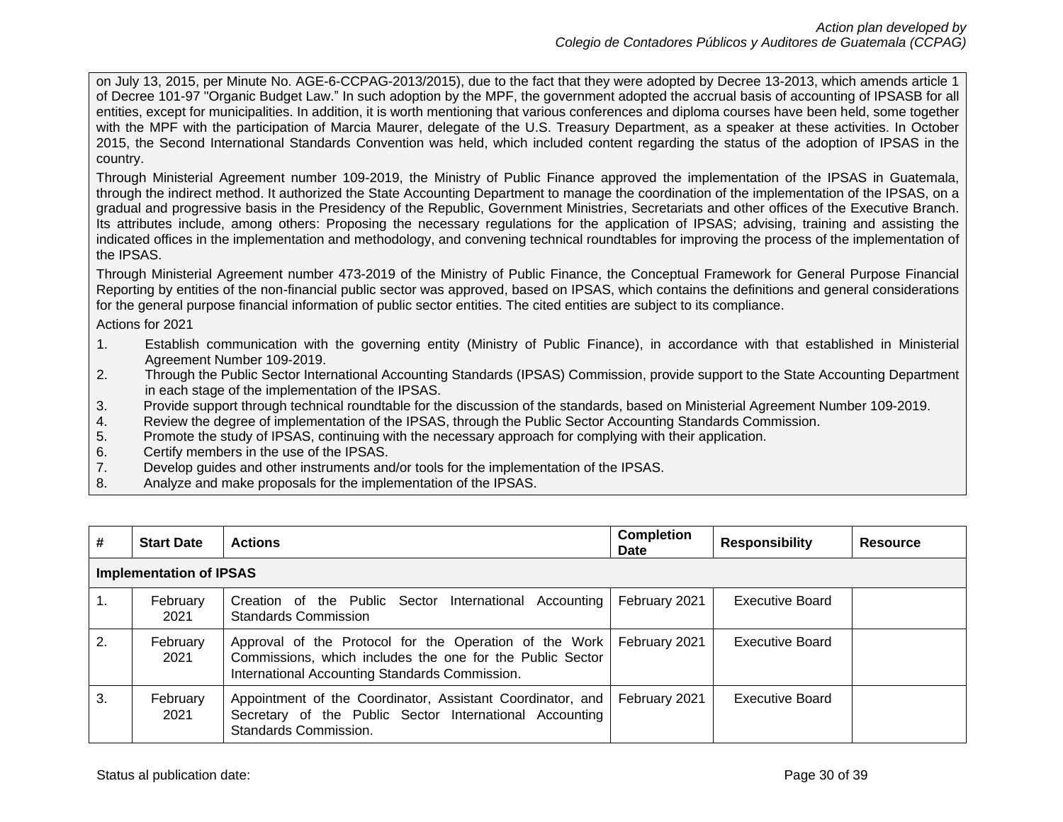on July 13, 2015, per Minute No. AGE-6-CCPAG-2013/2015), due to the fact that they were adopted by Decree 13-2013, which amends article 1 of Decree 101-97 "Organic Budget Law." In such adoption by the MPF, the government adopted the accrual basis of accounting of IPSASB for all entities, except for municipalities. In addition, it is worth mentioning that various conferences and diploma courses have been held, some together with the MPF with the participation of Marcia Maurer, delegate of the U.S. Treasury Department, as a speaker at these activities. In October 2015, the Second International Standards Convention was held, which included content regarding the status of the adoption of IPSAS in the country.

Through Ministerial Agreement number 109-2019, the Ministry of Public Finance approved the implementation of the IPSAS in Guatemala, through the indirect method. It authorized the State Accounting Department to manage the coordination of the implementation of the IPSAS, on a gradual and progressive basis in the Presidency of the Republic, Government Ministries, Secretariats and other offices of the Executive Branch. Its attributes include, among others: Proposing the necessary regulations for the application of IPSAS; advising, training and assisting the indicated offices in the implementation and methodology, and convening technical roundtables for improving the process of the implementation of the IPSAS.

Through Ministerial Agreement number 473-2019 of the Ministry of Public Finance, the Conceptual Framework for General Purpose Financial Reporting by entities of the non-financial public sector was approved, based on IPSAS, which contains the definitions and general considerations for the general purpose financial information of public sector entities. The cited entities are subject to its compliance.

Actions for 2021

1. Establish communication with the governing entity (Ministry of Public Finance), in accordance with that established in Ministerial Agreement Number 109-2019.
2. Through the Public Sector International Accounting Standards (IPSAS) Commission, provide support to the State Accounting Department in each stage of the implementation of the IPSAS.
3. Provide support through technical roundtable for the discussion of the standards, based on Ministerial Agreement Number 109-2019.
4. Review the degree of implementation of the IPSAS, through the Public Sector Accounting Standards Commission.
5. Promote the study of IPSAS, continuing with the necessary approach for complying with their application.
6. Certify members in the use of the IPSAS.
7. Develop guides and other instruments and/or tools for the implementation of the IPSAS.
8. Analyze and make proposals for the implementation of the IPSAS.

| # | Start Date | Actions | Completion Date | Responsibility | Resource |
|---|---|---|---|---|---|
| **Implementation of IPSAS** | | | | | |
| 1. | February 2021 | Creation of the Public Sector International Accounting Standards Commission | February 2021 | Executive Board | |
| 2. | February 2021 | Approval of the Protocol for the Operation of the Work Commissions, which includes the one for the Public Sector International Accounting Standards Commission. | February 2021 | Executive Board | |
| 3. | February 2021 | Appointment of the Coordinator, Assistant Coordinator, and Secretary of the Public Sector International Accounting Standards Commission. | February 2021 | Executive Board | |

Status al publication date: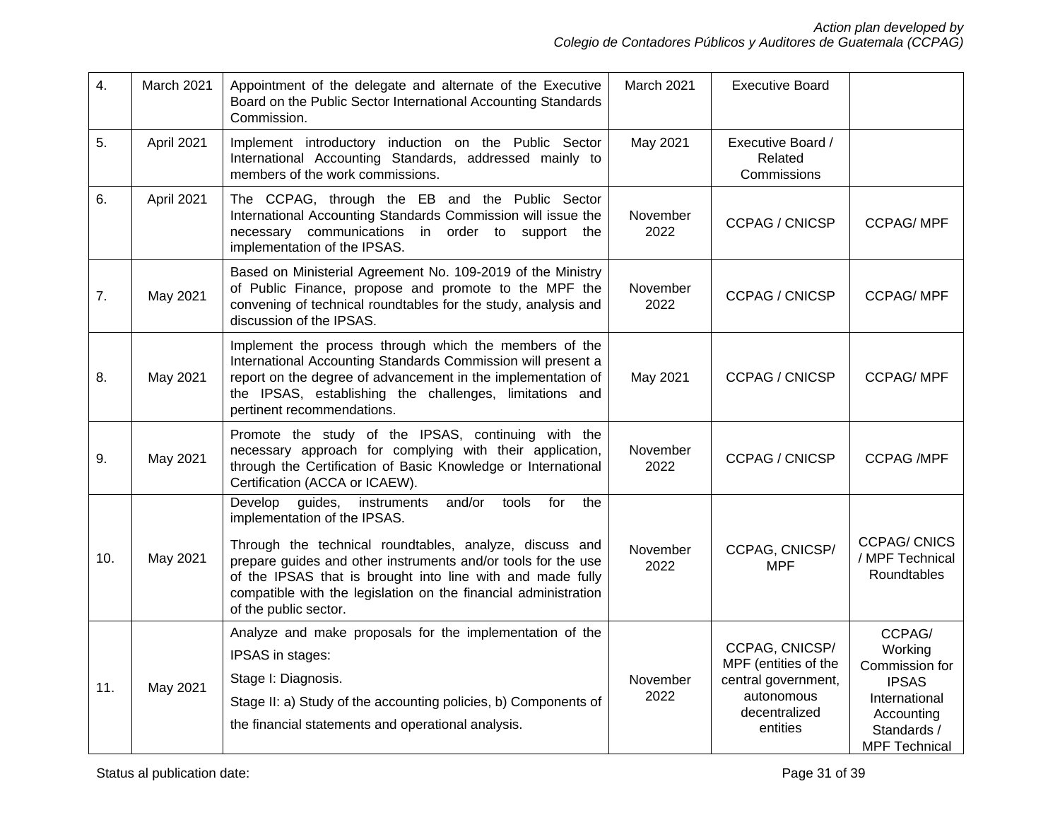| | | | | | |
|---|---|---|---|---|---|
| 4. | March 2021 | Appointment of the delegate and alternate of the Executive Board on the Public Sector International Accounting Standards Commission. | March 2021 | Executive Board | |
| 5. | April 2021 | Implement introductory induction on the Public Sector International Accounting Standards, addressed mainly to members of the work commissions. | May 2021 | Executive Board / Related Commissions | |
| 6. | April 2021 | The CCPAG, through the EB and the Public Sector International Accounting Standards Commission will issue the necessary communications in order to support the implementation of the IPSAS. | November 2022 | CCPAG / CNICSP | CCPAG/ MPF |
| 7. | May 2021 | Based on Ministerial Agreement No. 109-2019 of the Ministry of Public Finance, propose and promote to the MPF the convening of technical roundtables for the study, analysis and discussion of the IPSAS. | November 2022 | CCPAG / CNICSP | CCPAG/ MPF |
| 8. | May 2021 | Implement the process through which the members of the International Accounting Standards Commission will present a report on the degree of advancement in the implementation of the IPSAS, establishing the challenges, limitations and pertinent recommendations. | May 2021 | CCPAG / CNICSP | CCPAG/ MPF |
| 9. | May 2021 | Promote the study of the IPSAS, continuing with the necessary approach for complying with their application, through the Certification of Basic Knowledge or International Certification (ACCA or ICAEW). | November 2022 | CCPAG / CNICSP | CCPAG /MPF |
| 10. | May 2021 | Develop guides, instruments and/or tools for the implementation of the IPSAS.<br><br>Through the technical roundtables, analyze, discuss and prepare guides and other instruments and/or tools for the use of the IPSAS that is brought into line with and made fully compatible with the legislation on the financial administration of the public sector. | November 2022 | CCPAG, CNICSP/ MPF | CCPAG/ CNICS / MPF Technical Roundtables |
| 11. | May 2021 | Analyze and make proposals for the implementation of the IPSAS in stages:<br><br>Stage I: Diagnosis.<br><br>Stage II: a) Study of the accounting policies, b) Components of the financial statements and operational analysis. | November 2022 | CCPAG, CNICSP/ MPF (entities of the central government, autonomous decentralized entities | CCPAG/ Working Commission for IPSAS International Accounting Standards / MPF Technical |

Status al publication date: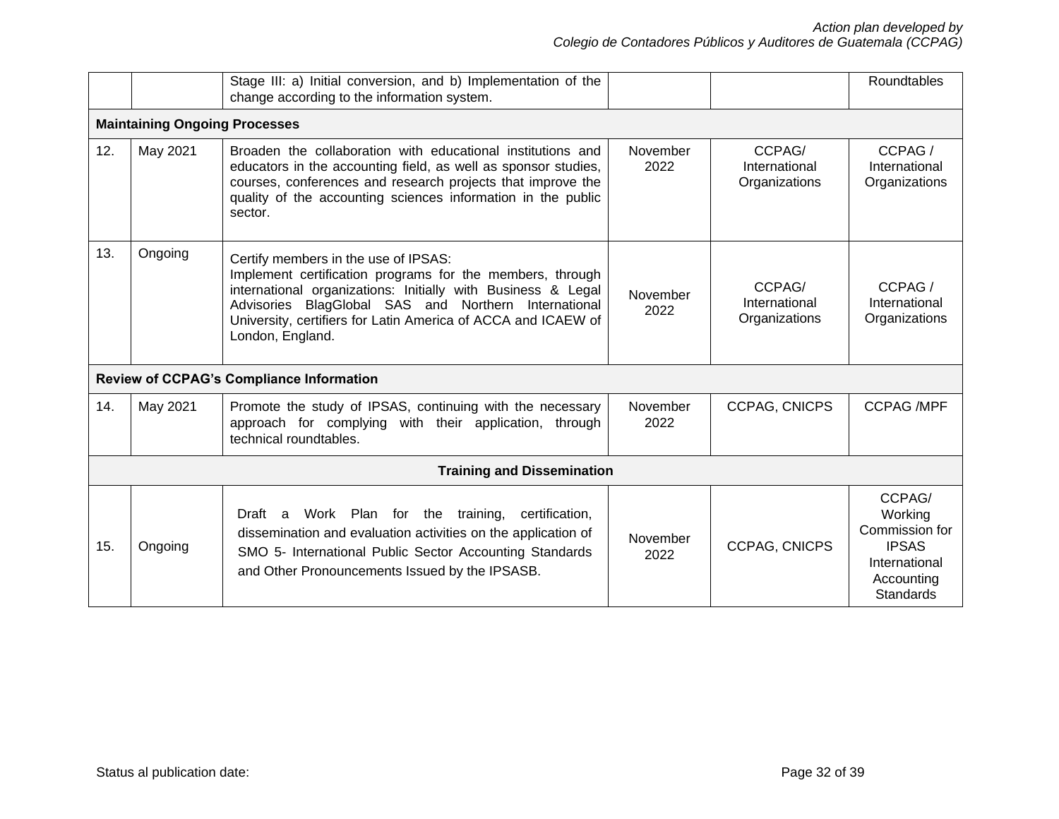| | | | | | |
|---|---|---|---|---|---|
| | | Stage III: a) Initial conversion, and b) Implementation of the change according to the information system. | | | Roundtables |
| **Maintaining Ongoing Processes** | | | | | |
| 12. | May 2021 | Broaden the collaboration with educational institutions and educators in the accounting field, as well as sponsor studies, courses, conferences and research projects that improve the quality of the accounting sciences information in the public sector. | November 2022 | CCPAG/ International Organizations | CCPAG / International Organizations |
| 13. | Ongoing | Certify members in the use of IPSAS: Implement certification programs for the members, through international organizations: Initially with Business & Legal Advisories BlagGlobal SAS and Northern International University, certifiers for Latin America of ACCA and ICAEW of London, England. | November 2022 | CCPAG/ International Organizations | CCPAG / International Organizations |
| **Review of CCPAG's Compliance Information** | | | | | |
| 14. | May 2021 | Promote the study of IPSAS, continuing with the necessary approach for complying with their application, through technical roundtables. | November 2022 | CCPAG, CNICPS | CCPAG /MPF |
| **Training and Dissemination** | | | | | |
| 15. | Ongoing | Draft a Work Plan for the training, certification, dissemination and evaluation activities on the application of SMO 5- International Public Sector Accounting Standards and Other Pronouncements Issued by the IPSASB. | November 2022 | CCPAG, CNICPS | CCPAG/ Working Commission for IPSAS International Accounting Standards |

Status al publication date: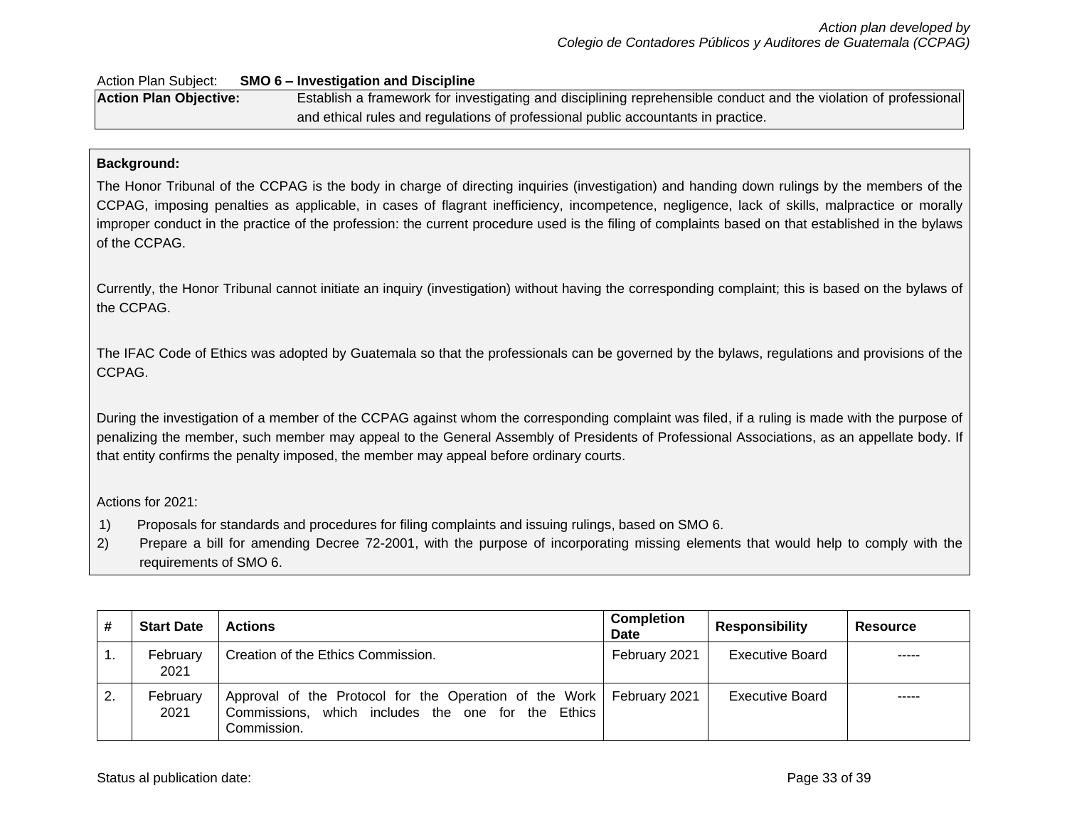Action Plan Subject: **SMO 6 – Investigation and Discipline**

| | |
|---|---|
| **Action Plan Objective:** | Establish a framework for investigating and disciplining reprehensible conduct and the violation of professional and ethical rules and regulations of professional public accountants in practice. |

**Background:**

The Honor Tribunal of the CCPAG is the body in charge of directing inquiries (investigation) and handing down rulings by the members of the CCPAG, imposing penalties as applicable, in cases of flagrant inefficiency, incompetence, negligence, lack of skills, malpractice or morally improper conduct in the practice of the profession: the current procedure used is the filing of complaints based on that established in the bylaws of the CCPAG.

Currently, the Honor Tribunal cannot initiate an inquiry (investigation) without having the corresponding complaint; this is based on the bylaws of the CCPAG.

The IFAC Code of Ethics was adopted by Guatemala so that the professionals can be governed by the bylaws, regulations and provisions of the CCPAG.

During the investigation of a member of the CCPAG against whom the corresponding complaint was filed, if a ruling is made with the purpose of penalizing the member, such member may appeal to the General Assembly of Presidents of Professional Associations, as an appellate body. If that entity confirms the penalty imposed, the member may appeal before ordinary courts.

Actions for 2021:

1) Proposals for standards and procedures for filing complaints and issuing rulings, based on SMO 6.
2) Prepare a bill for amending Decree 72-2001, with the purpose of incorporating missing elements that would help to comply with the requirements of SMO 6.

| # | Start Date | Actions | Completion Date | Responsibility | Resource |
|---|---|---|---|---|---|
| 1. | February 2021 | Creation of the Ethics Commission. | February 2021 | Executive Board | ----- |
| 2. | February 2021 | Approval of the Protocol for the Operation of the Work Commissions, which includes the one for the Ethics Commission. | February 2021 | Executive Board | ----- |

Status al publication date: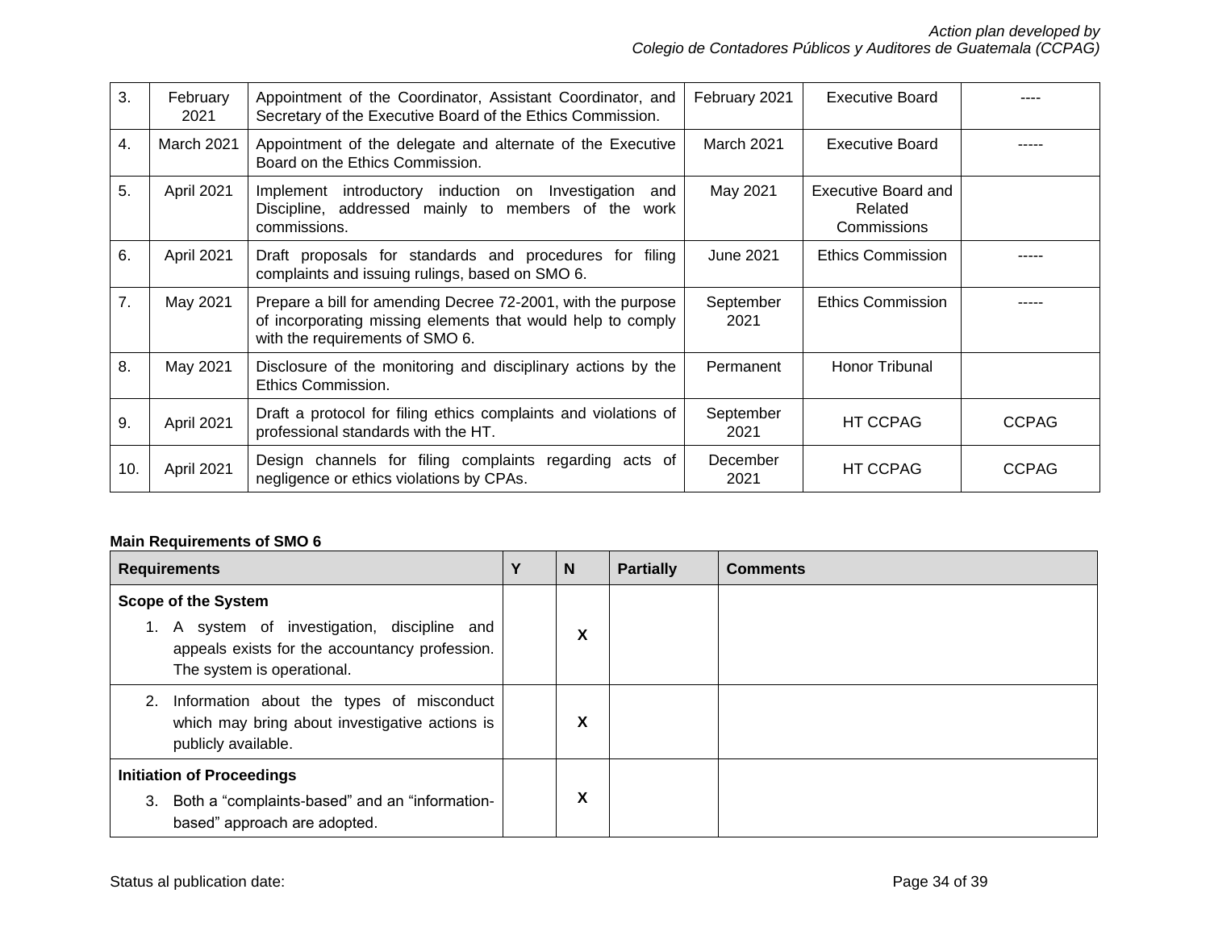| | | | | | |
|---|---|---|---|---|---|
| 3. | February 2021 | Appointment of the Coordinator, Assistant Coordinator, and Secretary of the Executive Board of the Ethics Commission. | February 2021 | Executive Board | ---- |
| 4. | March 2021 | Appointment of the delegate and alternate of the Executive Board on the Ethics Commission. | March 2021 | Executive Board | ----- |
| 5. | April 2021 | Implement introductory induction on Investigation and Discipline, addressed mainly to members of the work commissions. | May 2021 | Executive Board and Related Commissions | |
| 6. | April 2021 | Draft proposals for standards and procedures for filing complaints and issuing rulings, based on SMO 6. | June 2021 | Ethics Commission | ----- |
| 7. | May 2021 | Prepare a bill for amending Decree 72-2001, with the purpose of incorporating missing elements that would help to comply with the requirements of SMO 6. | September 2021 | Ethics Commission | ----- |
| 8. | May 2021 | Disclosure of the monitoring and disciplinary actions by the Ethics Commission. | Permanent | Honor Tribunal | |
| 9. | April 2021 | Draft a protocol for filing ethics complaints and violations of professional standards with the HT. | September 2021 | HT CCPAG | CCPAG |
| 10. | April 2021 | Design channels for filing complaints regarding acts of negligence or ethics violations by CPAs. | December 2021 | HT CCPAG | CCPAG |

**Main Requirements of SMO 6**

| Requirements | Y | N | Partially | Comments |
|---|---|---|---|---|
| **Scope of the System** | | | | |
| 1. A system of investigation, discipline and appeals exists for the accountancy profession. The system is operational. | | X | | |
| 2. Information about the types of misconduct which may bring about investigative actions is publicly available. | | X | | |
| **Initiation of Proceedings** | | | | |
| 3. Both a "complaints-based" and an "information-based" approach are adopted. | | X | | |

Status al publication date: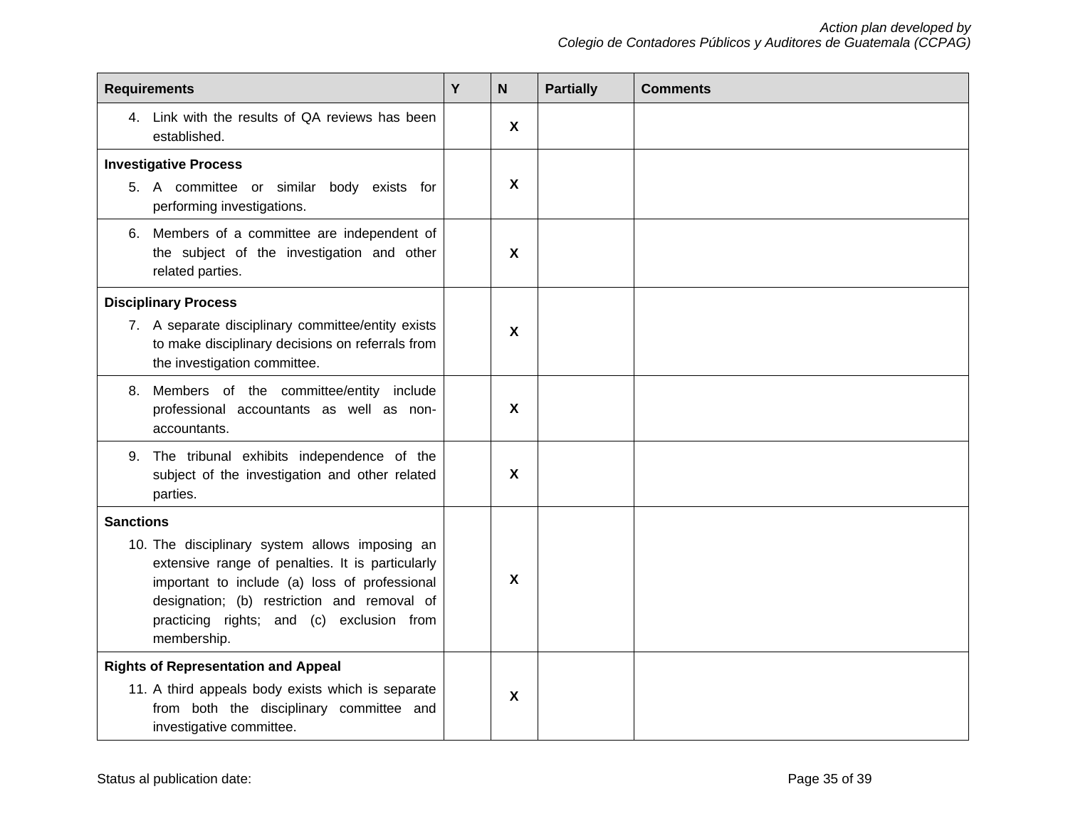| Requirements | Y | N | Partially | Comments |
|---|---|---|---|---|
| 4. Link with the results of QA reviews has been established. | | X | | |
| **Investigative Process**<br>5. A committee or similar body exists for performing investigations. | | X | | |
| 6. Members of a committee are independent of the subject of the investigation and other related parties. | | X | | |
| **Disciplinary Process**<br>7. A separate disciplinary committee/entity exists to make disciplinary decisions on referrals from the investigation committee. | | X | | |
| 8. Members of the committee/entity include professional accountants as well as non-accountants. | | X | | |
| 9. The tribunal exhibits independence of the subject of the investigation and other related parties. | | X | | |
| **Sanctions**<br>10. The disciplinary system allows imposing an extensive range of penalties. It is particularly important to include (a) loss of professional designation; (b) restriction and removal of practicing rights; and (c) exclusion from membership. | | X | | |
| **Rights of Representation and Appeal**<br>11. A third appeals body exists which is separate from both the disciplinary committee and investigative committee. | | X | | |

Status al publication date: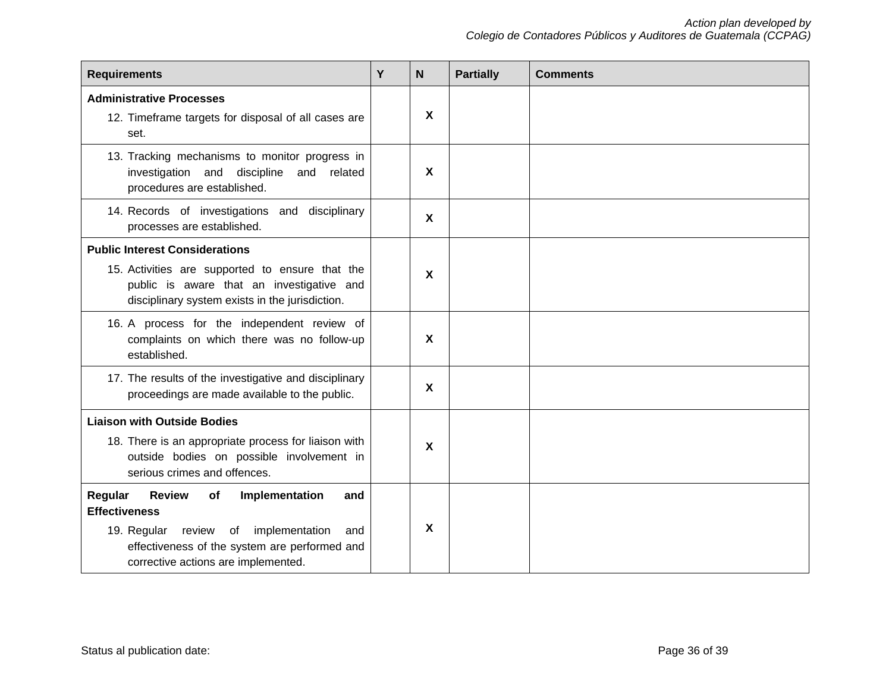| Requirements | Y | N | Partially | Comments |
|---|---|---|---|---|
| **Administrative Processes**<br>12. Timeframe targets for disposal of all cases are set. | | X | | |
| 13. Tracking mechanisms to monitor progress in investigation and discipline and related procedures are established. | | X | | |
| 14. Records of investigations and disciplinary processes are established. | | X | | |
| **Public Interest Considerations**<br>15. Activities are supported to ensure that the public is aware that an investigative and disciplinary system exists in the jurisdiction. | | X | | |
| 16. A process for the independent review of complaints on which there was no follow-up established. | | X | | |
| 17. The results of the investigative and disciplinary proceedings are made available to the public. | | X | | |
| **Liaison with Outside Bodies**<br>18. There is an appropriate process for liaison with outside bodies on possible involvement in serious crimes and offences. | | X | | |
| **Regular Review of Implementation and Effectiveness**<br>19. Regular review of implementation and effectiveness of the system are performed and corrective actions are implemented. | | X | | |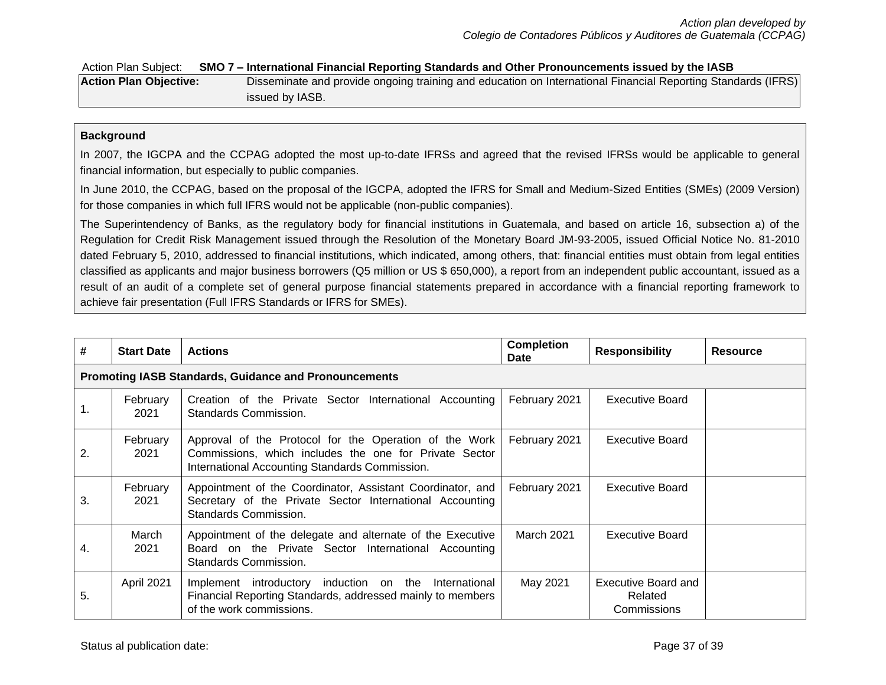Action Plan Subject: **SMO 7 – International Financial Reporting Standards and Other Pronouncements issued by the IASB**

| | |
|---|---|
| **Action Plan Objective:** | Disseminate and provide ongoing training and education on International Financial Reporting Standards (IFRS) issued by IASB. |

**Background**

In 2007, the IGCPA and the CCPAG adopted the most up-to-date IFRSs and agreed that the revised IFRSs would be applicable to general financial information, but especially to public companies.

In June 2010, the CCPAG, based on the proposal of the IGCPA, adopted the IFRS for Small and Medium-Sized Entities (SMEs) (2009 Version) for those companies in which full IFRS would not be applicable (non-public companies).

The Superintendency of Banks, as the regulatory body for financial institutions in Guatemala, and based on article 16, subsection a) of the Regulation for Credit Risk Management issued through the Resolution of the Monetary Board JM-93-2005, issued Official Notice No. 81-2010 dated February 5, 2010, addressed to financial institutions, which indicated, among others, that: financial entities must obtain from legal entities classified as applicants and major business borrowers (Q5 million or US $ 650,000), a report from an independent public accountant, issued as a result of an audit of a complete set of general purpose financial statements prepared in accordance with a financial reporting framework to achieve fair presentation (Full IFRS Standards or IFRS for SMEs).

| # | Start Date | Actions | Completion Date | Responsibility | Resource |
|---|---|---|---|---|---|
| **Promoting IASB Standards, Guidance and Pronouncements** | | | | | |
| 1. | February 2021 | Creation of the Private Sector International Accounting Standards Commission. | February 2021 | Executive Board | |
| 2. | February 2021 | Approval of the Protocol for the Operation of the Work Commissions, which includes the one for Private Sector International Accounting Standards Commission. | February 2021 | Executive Board | |
| 3. | February 2021 | Appointment of the Coordinator, Assistant Coordinator, and Secretary of the Private Sector International Accounting Standards Commission. | February 2021 | Executive Board | |
| 4. | March 2021 | Appointment of the delegate and alternate of the Executive Board on the Private Sector International Accounting Standards Commission. | March 2021 | Executive Board | |
| 5. | April 2021 | Implement introductory induction on the International Financial Reporting Standards, addressed mainly to members of the work commissions. | May 2021 | Executive Board and Related Commissions | |

Status al publication date: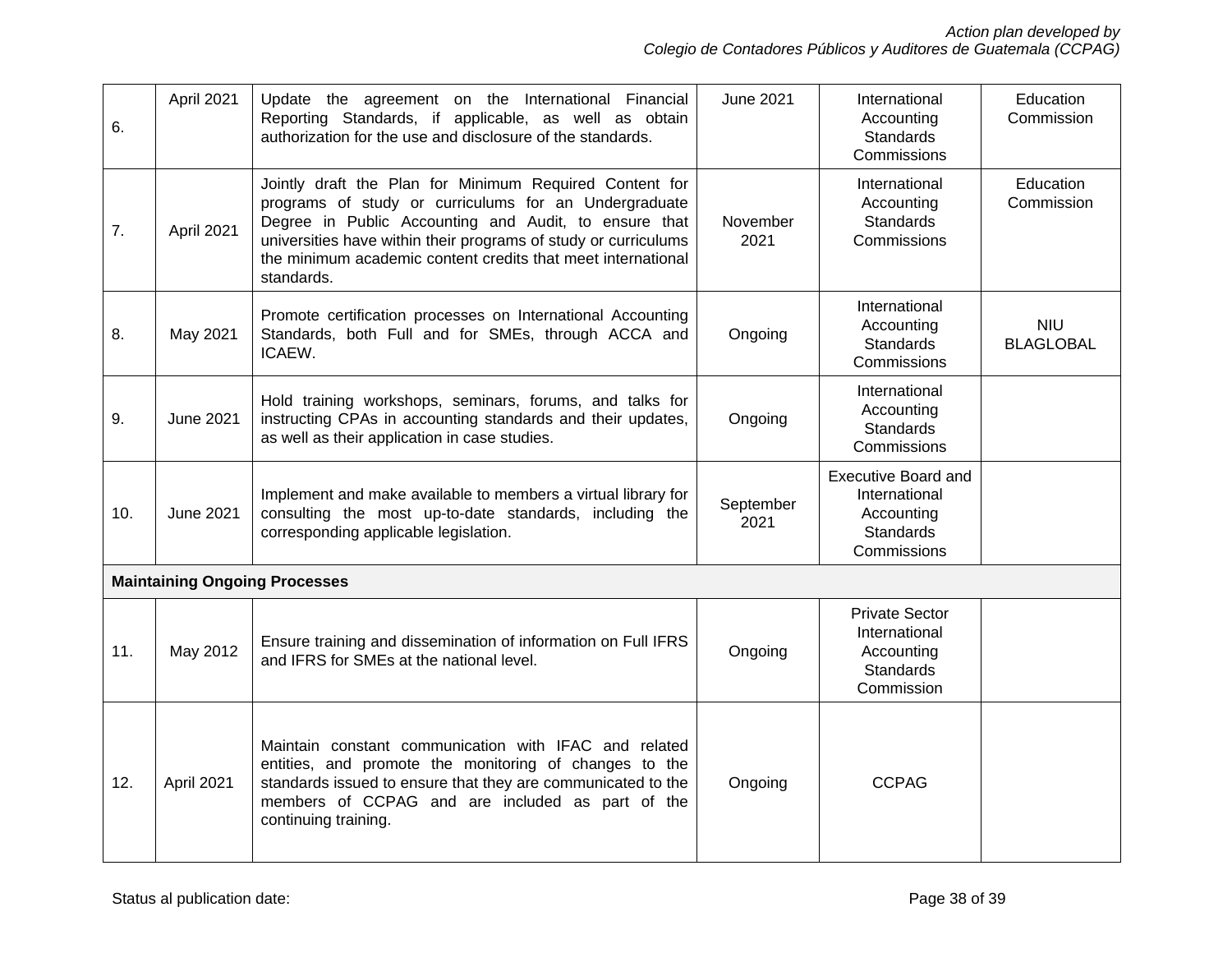| | | | | | |
|---|---|---|---|---|---|
| 6. | April 2021 | Update the agreement on the International Financial Reporting Standards, if applicable, as well as obtain authorization for the use and disclosure of the standards. | June 2021 | International Accounting Standards Commissions | Education Commission |
| 7. | April 2021 | Jointly draft the Plan for Minimum Required Content for programs of study or curriculums for an Undergraduate Degree in Public Accounting and Audit, to ensure that universities have within their programs of study or curriculums the minimum academic content credits that meet international standards. | November 2021 | International Accounting Standards Commissions | Education Commission |
| 8. | May 2021 | Promote certification processes on International Accounting Standards, both Full and for SMEs, through ACCA and ICAEW. | Ongoing | International Accounting Standards Commissions | NIU BLAGLOBAL |
| 9. | June 2021 | Hold training workshops, seminars, forums, and talks for instructing CPAs in accounting standards and their updates, as well as their application in case studies. | Ongoing | International Accounting Standards Commissions | |
| 10. | June 2021 | Implement and make available to members a virtual library for consulting the most up-to-date standards, including the corresponding applicable legislation. | September 2021 | Executive Board and International Accounting Standards Commissions | |
| **Maintaining Ongoing Processes** | | | | | |
| 11. | May 2012 | Ensure training and dissemination of information on Full IFRS and IFRS for SMEs at the national level. | Ongoing | Private Sector International Accounting Standards Commission | |
| 12. | April 2021 | Maintain constant communication with IFAC and related entities, and promote the monitoring of changes to the standards issued to ensure that they are communicated to the members of CCPAG and are included as part of the continuing training. | Ongoing | CCPAG | |

Status al publication date: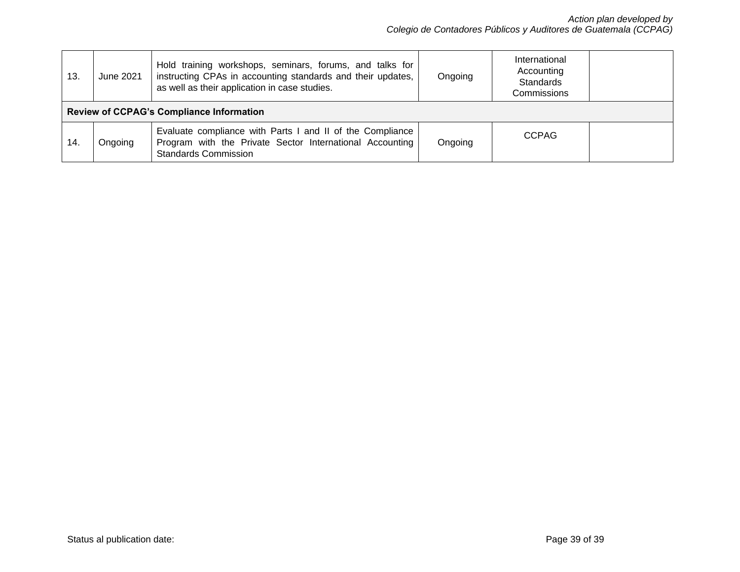| | | | | | |
|---|---|---|---|---|---|
| 13. | June 2021 | Hold training workshops, seminars, forums, and talks for instructing CPAs in accounting standards and their updates, as well as their application in case studies. | Ongoing | International Accounting Standards Commissions | |
| **Review of CCPAG’s Compliance Information** | | | | | |
| 14. | Ongoing | Evaluate compliance with Parts I and II of the Compliance Program with the Private Sector International Accounting Standards Commission | Ongoing | CCPAG | |

Status al publication date: